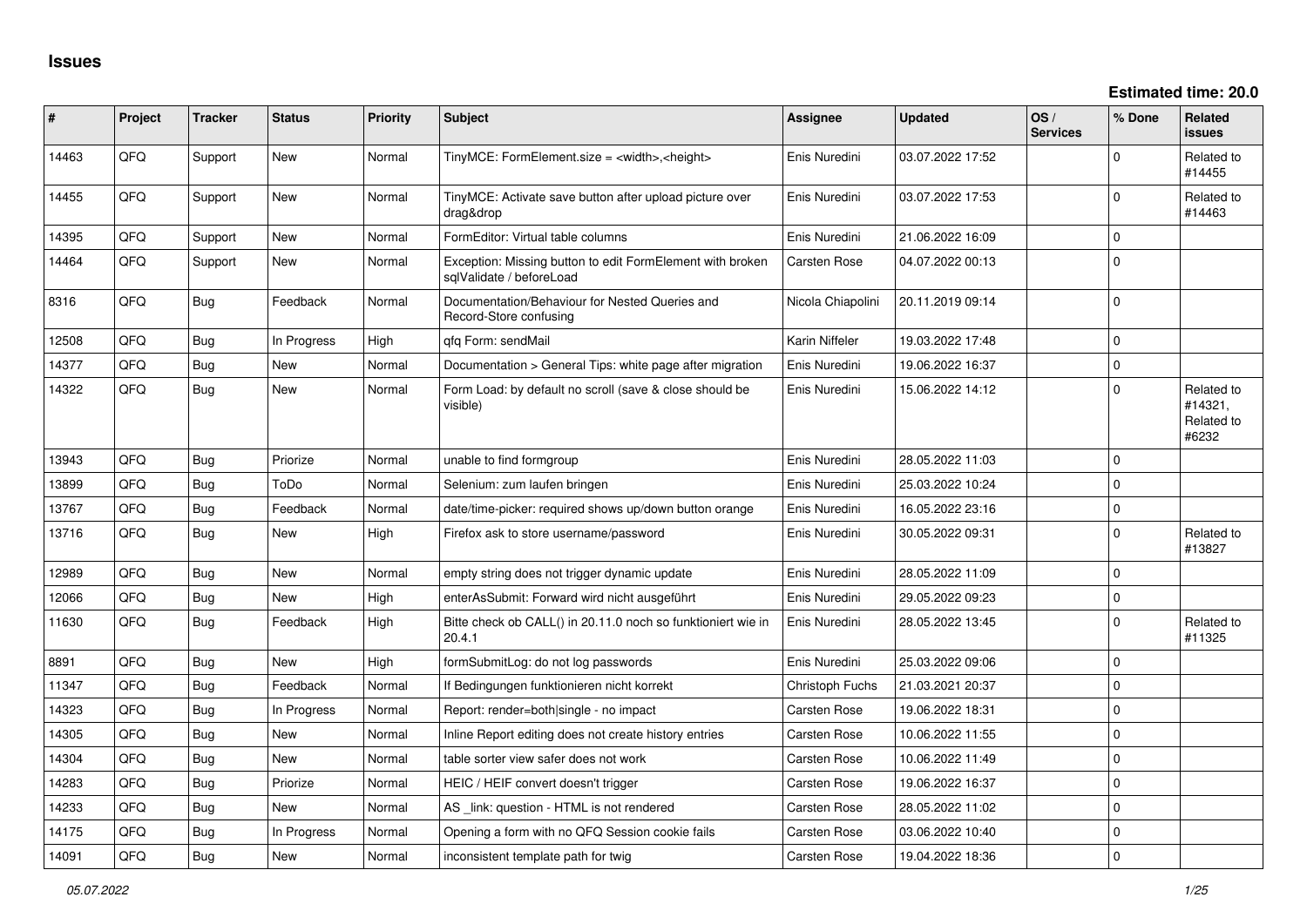# Issues

**Estimated time: 20.0**

| # | Project | Tracker | Status | Priority | Subject | Assignee | Updated | OS / Services | % Done | Related issues |
|---|---|---|---|---|---|---|---|---|---|---|
| 14463 | QFQ | Support | New | Normal | TinyMCE: FormElement.size = <width>,<height> | Enis Nuredini | 03.07.2022 17:52 | | 0 | Related to #14455 |
| 14455 | QFQ | Support | New | Normal | TinyMCE: Activate save button after upload picture over drag&drop | Enis Nuredini | 03.07.2022 17:53 | | 0 | Related to #14463 |
| 14395 | QFQ | Support | New | Normal | FormEditor: Virtual table columns | Enis Nuredini | 21.06.2022 16:09 | | 0 | |
| 14464 | QFQ | Support | New | Normal | Exception: Missing button to edit FormElement with broken sqlValidate / beforeLoad | Carsten Rose | 04.07.2022 00:13 | | 0 | |
| 8316 | QFQ | Bug | Feedback | Normal | Documentation/Behaviour for Nested Queries and Record-Store confusing | Nicola Chiapolini | 20.11.2019 09:14 | | 0 | |
| 12508 | QFQ | Bug | In Progress | High | qfq Form: sendMail | Karin Niffeler | 19.03.2022 17:48 | | 0 | |
| 14377 | QFQ | Bug | New | Normal | Documentation > General Tips: white page after migration | Enis Nuredini | 19.06.2022 16:37 | | 0 | |
| 14322 | QFQ | Bug | New | Normal | Form Load: by default no scroll (save & close should be visible) | Enis Nuredini | 15.06.2022 14:12 | | 0 | Related to #14321, Related to #6232 |
| 13943 | QFQ | Bug | Priorize | Normal | unable to find formgroup | Enis Nuredini | 28.05.2022 11:03 | | 0 | |
| 13899 | QFQ | Bug | ToDo | Normal | Selenium: zum laufen bringen | Enis Nuredini | 25.03.2022 10:24 | | 0 | |
| 13767 | QFQ | Bug | Feedback | Normal | date/time-picker: required shows up/down button orange | Enis Nuredini | 16.05.2022 23:16 | | 0 | |
| 13716 | QFQ | Bug | New | High | Firefox ask to store username/password | Enis Nuredini | 30.05.2022 09:31 | | 0 | Related to #13827 |
| 12989 | QFQ | Bug | New | Normal | empty string does not trigger dynamic update | Enis Nuredini | 28.05.2022 11:09 | | 0 | |
| 12066 | QFQ | Bug | New | High | enterAsSubmit: Forward wird nicht ausgeführt | Enis Nuredini | 29.05.2022 09:23 | | 0 | |
| 11630 | QFQ | Bug | Feedback | High | Bitte check ob CALL() in 20.11.0 noch so funktioniert wie in 20.4.1 | Enis Nuredini | 28.05.2022 13:45 | | 0 | Related to #11325 |
| 8891 | QFQ | Bug | New | High | formSubmitLog: do not log passwords | Enis Nuredini | 25.03.2022 09:06 | | 0 | |
| 11347 | QFQ | Bug | Feedback | Normal | If Bedingungen funktionieren nicht korrekt | Christoph Fuchs | 21.03.2021 20:37 | | 0 | |
| 14323 | QFQ | Bug | In Progress | Normal | Report: render=both\|single - no impact | Carsten Rose | 19.06.2022 18:31 | | 0 | |
| 14305 | QFQ | Bug | New | Normal | Inline Report editing does not create history entries | Carsten Rose | 10.06.2022 11:55 | | 0 | |
| 14304 | QFQ | Bug | New | Normal | table sorter view safer does not work | Carsten Rose | 10.06.2022 11:49 | | 0 | |
| 14283 | QFQ | Bug | Priorize | Normal | HEIC / HEIF convert doesn't trigger | Carsten Rose | 19.06.2022 16:37 | | 0 | |
| 14233 | QFQ | Bug | New | Normal | AS _link: question - HTML is not rendered | Carsten Rose | 28.05.2022 11:02 | | 0 | |
| 14175 | QFQ | Bug | In Progress | Normal | Opening a form with no QFQ Session cookie fails | Carsten Rose | 03.06.2022 10:40 | | 0 | |
| 14091 | QFQ | Bug | New | Normal | inconsistent template path for twig | Carsten Rose | 19.04.2022 18:36 | | 0 | |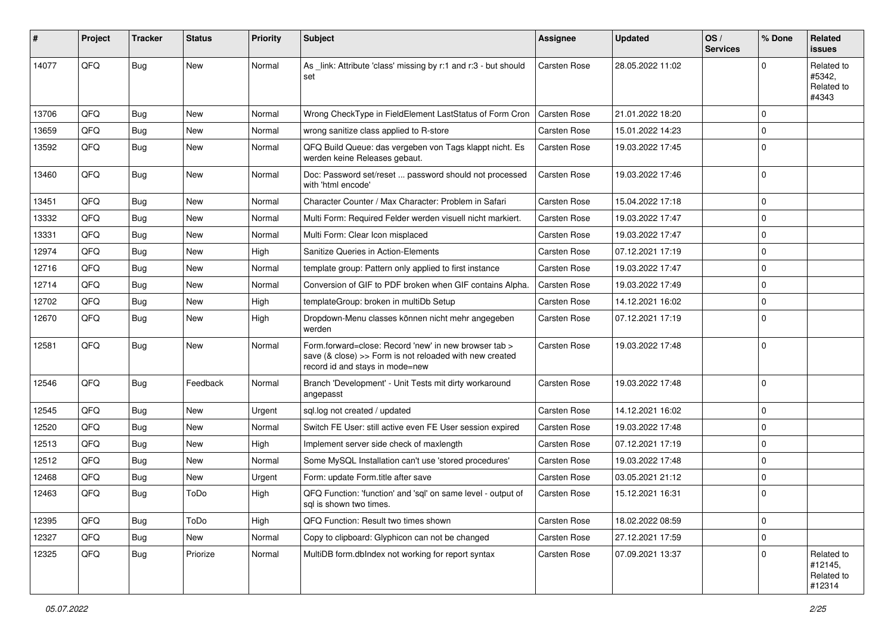| # | Project | Tracker | Status | Priority | Subject | Assignee | Updated | OS / Services | % Done | Related issues |
|---|---|---|---|---|---|---|---|---|---|---|
| 14077 | QFQ | Bug | New | Normal | As _link: Attribute 'class' missing by r:1 and r:3 - but should set | Carsten Rose | 28.05.2022 11:02 | | 0 | Related to #5342, Related to #4343 |
| 13706 | QFQ | Bug | New | Normal | Wrong CheckType in FieldElement LastStatus of Form Cron | Carsten Rose | 21.01.2022 18:20 | | 0 | |
| 13659 | QFQ | Bug | New | Normal | wrong sanitize class applied to R-store | Carsten Rose | 15.01.2022 14:23 | | 0 | |
| 13592 | QFQ | Bug | New | Normal | QFQ Build Queue: das vergeben von Tags klappt nicht. Es werden keine Releases gebaut. | Carsten Rose | 19.03.2022 17:45 | | 0 | |
| 13460 | QFQ | Bug | New | Normal | Doc: Password set/reset ... password should not processed with 'html encode' | Carsten Rose | 19.03.2022 17:46 | | 0 | |
| 13451 | QFQ | Bug | New | Normal | Character Counter / Max Character: Problem in Safari | Carsten Rose | 15.04.2022 17:18 | | 0 | |
| 13332 | QFQ | Bug | New | Normal | Multi Form: Required Felder werden visuell nicht markiert. | Carsten Rose | 19.03.2022 17:47 | | 0 | |
| 13331 | QFQ | Bug | New | Normal | Multi Form: Clear Icon misplaced | Carsten Rose | 19.03.2022 17:47 | | 0 | |
| 12974 | QFQ | Bug | New | High | Sanitize Queries in Action-Elements | Carsten Rose | 07.12.2021 17:19 | | 0 | |
| 12716 | QFQ | Bug | New | Normal | template group: Pattern only applied to first instance | Carsten Rose | 19.03.2022 17:47 | | 0 | |
| 12714 | QFQ | Bug | New | Normal | Conversion of GIF to PDF broken when GIF contains Alpha. | Carsten Rose | 19.03.2022 17:49 | | 0 | |
| 12702 | QFQ | Bug | New | High | templateGroup: broken in multiDb Setup | Carsten Rose | 14.12.2021 16:02 | | 0 | |
| 12670 | QFQ | Bug | New | High | Dropdown-Menu classes können nicht mehr angegeben werden | Carsten Rose | 07.12.2021 17:19 | | 0 | |
| 12581 | QFQ | Bug | New | Normal | Form.forward=close: Record 'new' in new browser tab > save (& close) >> Form is not reloaded with new created record id and stays in mode=new | Carsten Rose | 19.03.2022 17:48 | | 0 | |
| 12546 | QFQ | Bug | Feedback | Normal | Branch 'Development' - Unit Tests mit dirty workaround angepasst | Carsten Rose | 19.03.2022 17:48 | | 0 | |
| 12545 | QFQ | Bug | New | Urgent | sql.log not created / updated | Carsten Rose | 14.12.2021 16:02 | | 0 | |
| 12520 | QFQ | Bug | New | Normal | Switch FE User: still active even FE User session expired | Carsten Rose | 19.03.2022 17:48 | | 0 | |
| 12513 | QFQ | Bug | New | High | Implement server side check of maxlength | Carsten Rose | 07.12.2021 17:19 | | 0 | |
| 12512 | QFQ | Bug | New | Normal | Some MySQL Installation can't use 'stored procedures' | Carsten Rose | 19.03.2022 17:48 | | 0 | |
| 12468 | QFQ | Bug | New | Urgent | Form: update Form.title after save | Carsten Rose | 03.05.2021 21:12 | | 0 | |
| 12463 | QFQ | Bug | ToDo | High | QFQ Function: 'function' and 'sql' on same level - output of sql is shown two times. | Carsten Rose | 15.12.2021 16:31 | | 0 | |
| 12395 | QFQ | Bug | ToDo | High | QFQ Function: Result two times shown | Carsten Rose | 18.02.2022 08:59 | | 0 | |
| 12327 | QFQ | Bug | New | Normal | Copy to clipboard: Glyphicon can not be changed | Carsten Rose | 27.12.2021 17:59 | | 0 | |
| 12325 | QFQ | Bug | Priorize | Normal | MultiDB form.dbIndex not working for report syntax | Carsten Rose | 07.09.2021 13:37 | | 0 | Related to #12145, Related to #12314 |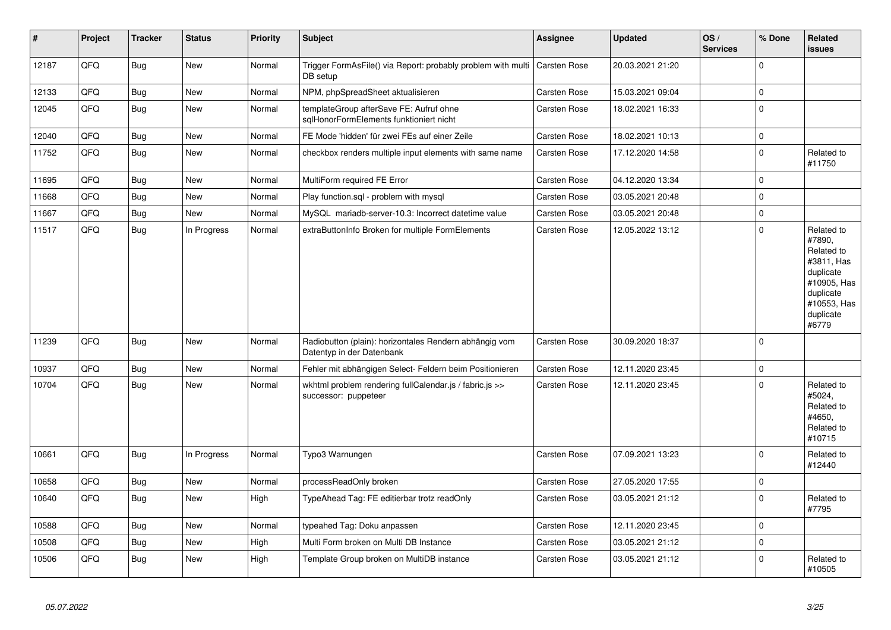| # | Project | Tracker | Status | Priority | Subject | Assignee | Updated | OS / Services | % Done | Related issues |
|---|---|---|---|---|---|---|---|---|---|---|
| 12187 | QFQ | Bug | New | Normal | Trigger FormAsFile() via Report: probably problem with multi DB setup | Carsten Rose | 20.03.2021 21:20 | | 0 | |
| 12133 | QFQ | Bug | New | Normal | NPM, phpSpreadSheet aktualisieren | Carsten Rose | 15.03.2021 09:04 | | 0 | |
| 12045 | QFQ | Bug | New | Normal | templateGroup afterSave FE: Aufruf ohne sqlHonorFormElements funktioniert nicht | Carsten Rose | 18.02.2021 16:33 | | 0 | |
| 12040 | QFQ | Bug | New | Normal | FE Mode 'hidden' für zwei FEs auf einer Zeile | Carsten Rose | 18.02.2021 10:13 | | 0 | |
| 11752 | QFQ | Bug | New | Normal | checkbox renders multiple input elements with same name | Carsten Rose | 17.12.2020 14:58 | | 0 | Related to #11750 |
| 11695 | QFQ | Bug | New | Normal | MultiForm required FE Error | Carsten Rose | 04.12.2020 13:34 | | 0 | |
| 11668 | QFQ | Bug | New | Normal | Play function.sql - problem with mysql | Carsten Rose | 03.05.2021 20:48 | | 0 | |
| 11667 | QFQ | Bug | New | Normal | MySQL mariadb-server-10.3: Incorrect datetime value | Carsten Rose | 03.05.2021 20:48 | | 0 | |
| 11517 | QFQ | Bug | In Progress | Normal | extraButtonInfo Broken for multiple FormElements | Carsten Rose | 12.05.2022 13:12 | | 0 | Related to #7890, Related to #3811, Has duplicate #10905, Has duplicate #10553, Has duplicate #6779 |
| 11239 | QFQ | Bug | New | Normal | Radiobutton (plain): horizontales Rendern abhängig vom Datentyp in der Datenbank | Carsten Rose | 30.09.2020 18:37 | | 0 | |
| 10937 | QFQ | Bug | New | Normal | Fehler mit abhängigen Select- Feldern beim Positionieren | Carsten Rose | 12.11.2020 23:45 | | 0 | |
| 10704 | QFQ | Bug | New | Normal | wkhtml problem rendering fullCalendar.js / fabric.js >> successor: puppeteer | Carsten Rose | 12.11.2020 23:45 | | 0 | Related to #5024, Related to #4650, Related to #10715 |
| 10661 | QFQ | Bug | In Progress | Normal | Typo3 Warnungen | Carsten Rose | 07.09.2021 13:23 | | 0 | Related to #12440 |
| 10658 | QFQ | Bug | New | Normal | processReadOnly broken | Carsten Rose | 27.05.2020 17:55 | | 0 | |
| 10640 | QFQ | Bug | New | High | TypeAhead Tag: FE editierbar trotz readOnly | Carsten Rose | 03.05.2021 21:12 | | 0 | Related to #7795 |
| 10588 | QFQ | Bug | New | Normal | typeahed Tag: Doku anpassen | Carsten Rose | 12.11.2020 23:45 | | 0 | |
| 10508 | QFQ | Bug | New | High | Multi Form broken on Multi DB Instance | Carsten Rose | 03.05.2021 21:12 | | 0 | |
| 10506 | QFQ | Bug | New | High | Template Group broken on MultiDB instance | Carsten Rose | 03.05.2021 21:12 | | 0 | Related to #10505 |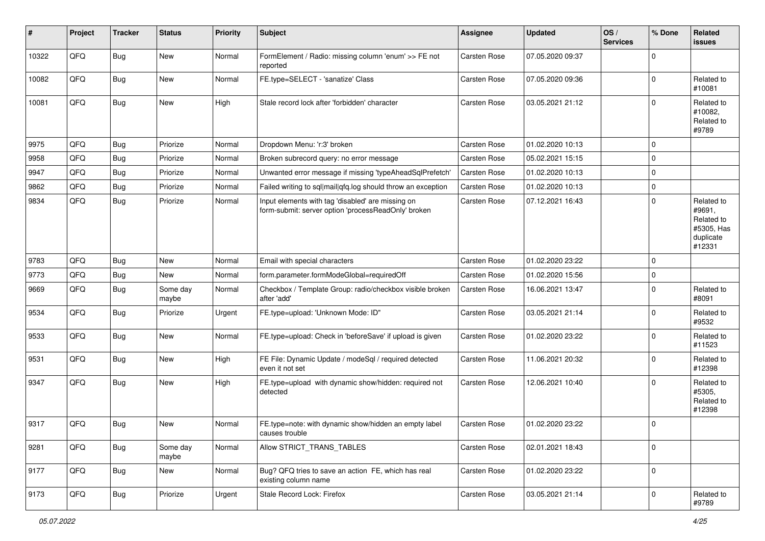| # | Project | Tracker | Status | Priority | Subject | Assignee | Updated | OS / Services | % Done | Related issues |
|---|---|---|---|---|---|---|---|---|---|---|
| 10322 | QFQ | Bug | New | Normal | FormElement / Radio: missing column 'enum' >> FE not reported | Carsten Rose | 07.05.2020 09:37 | | 0 | |
| 10082 | QFQ | Bug | New | Normal | FE.type=SELECT - 'sanatize' Class | Carsten Rose | 07.05.2020 09:36 | | 0 | Related to #10081 |
| 10081 | QFQ | Bug | New | High | Stale record lock after 'forbidden' character | Carsten Rose | 03.05.2021 21:12 | | 0 | Related to #10082, Related to #9789 |
| 9975 | QFQ | Bug | Priorize | Normal | Dropdown Menu: 'r:3' broken | Carsten Rose | 01.02.2020 10:13 | | 0 | |
| 9958 | QFQ | Bug | Priorize | Normal | Broken subrecord query: no error message | Carsten Rose | 05.02.2021 15:15 | | 0 | |
| 9947 | QFQ | Bug | Priorize | Normal | Unwanted error message if missing 'typeAheadSqlPrefetch' | Carsten Rose | 01.02.2020 10:13 | | 0 | |
| 9862 | QFQ | Bug | Priorize | Normal | Failed writing to sql\|mail\|qfq.log should throw an exception | Carsten Rose | 01.02.2020 10:13 | | 0 | |
| 9834 | QFQ | Bug | Priorize | Normal | Input elements with tag 'disabled' are missing on form-submit: server option 'processReadOnly' broken | Carsten Rose | 07.12.2021 16:43 | | 0 | Related to #9691, Related to #5305, Has duplicate #12331 |
| 9783 | QFQ | Bug | New | Normal | Email with special characters | Carsten Rose | 01.02.2020 23:22 | | 0 | |
| 9773 | QFQ | Bug | New | Normal | form.parameter.formModeGlobal=requiredOff | Carsten Rose | 01.02.2020 15:56 | | 0 | |
| 9669 | QFQ | Bug | Some day maybe | Normal | Checkbox / Template Group: radio/checkbox visible broken after 'add' | Carsten Rose | 16.06.2021 13:47 | | 0 | Related to #8091 |
| 9534 | QFQ | Bug | Priorize | Urgent | FE.type=upload: 'Unknown Mode: ID" | Carsten Rose | 03.05.2021 21:14 | | 0 | Related to #9532 |
| 9533 | QFQ | Bug | New | Normal | FE.type=upload: Check in 'beforeSave' if upload is given | Carsten Rose | 01.02.2020 23:22 | | 0 | Related to #11523 |
| 9531 | QFQ | Bug | New | High | FE File: Dynamic Update / modeSql / required detected even it not set | Carsten Rose | 11.06.2021 20:32 | | 0 | Related to #12398 |
| 9347 | QFQ | Bug | New | High | FE.type=upload with dynamic show/hidden: required not detected | Carsten Rose | 12.06.2021 10:40 | | 0 | Related to #5305, Related to #12398 |
| 9317 | QFQ | Bug | New | Normal | FE.type=note: with dynamic show/hidden an empty label causes trouble | Carsten Rose | 01.02.2020 23:22 | | 0 | |
| 9281 | QFQ | Bug | Some day maybe | Normal | Allow STRICT_TRANS_TABLES | Carsten Rose | 02.01.2021 18:43 | | 0 | |
| 9177 | QFQ | Bug | New | Normal | Bug? QFQ tries to save an action FE, which has real existing column name | Carsten Rose | 01.02.2020 23:22 | | 0 | |
| 9173 | QFQ | Bug | Priorize | Urgent | Stale Record Lock: Firefox | Carsten Rose | 03.05.2021 21:14 | | 0 | Related to #9789 |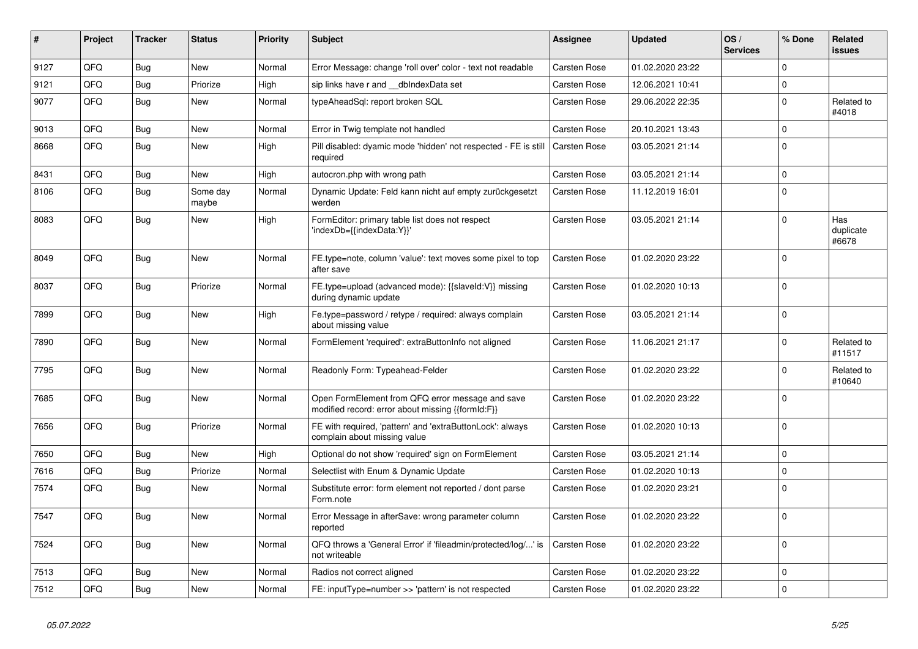| # | Project | Tracker | Status | Priority | Subject | Assignee | Updated | OS / Services | % Done | Related issues |
|---|---|---|---|---|---|---|---|---|---|---|
| 9127 | QFQ | Bug | New | Normal | Error Message: change 'roll over' color - text not readable | Carsten Rose | 01.02.2020 23:22 | | 0 | |
| 9121 | QFQ | Bug | Priorize | High | sip links have r and __dbIndexData set | Carsten Rose | 12.06.2021 10:41 | | 0 | |
| 9077 | QFQ | Bug | New | Normal | typeAheadSql: report broken SQL | Carsten Rose | 29.06.2022 22:35 | | 0 | Related to #4018 |
| 9013 | QFQ | Bug | New | Normal | Error in Twig template not handled | Carsten Rose | 20.10.2021 13:43 | | 0 | |
| 8668 | QFQ | Bug | New | High | Pill disabled: dyamic mode 'hidden' not respected - FE is still required | Carsten Rose | 03.05.2021 21:14 | | 0 | |
| 8431 | QFQ | Bug | New | High | autocron.php with wrong path | Carsten Rose | 03.05.2021 21:14 | | 0 | |
| 8106 | QFQ | Bug | Some day maybe | Normal | Dynamic Update: Feld kann nicht auf empty zurückgesetzt werden | Carsten Rose | 11.12.2019 16:01 | | 0 | |
| 8083 | QFQ | Bug | New | High | FormEditor: primary table list does not respect 'indexDb={{indexData:Y}}' | Carsten Rose | 03.05.2021 21:14 | | 0 | Has duplicate #6678 |
| 8049 | QFQ | Bug | New | Normal | FE.type=note, column 'value': text moves some pixel to top after save | Carsten Rose | 01.02.2020 23:22 | | 0 | |
| 8037 | QFQ | Bug | Priorize | Normal | FE.type=upload (advanced mode): {{slaveId:V}} missing during dynamic update | Carsten Rose | 01.02.2020 10:13 | | 0 | |
| 7899 | QFQ | Bug | New | High | Fe.type=password / retype / required: always complain about missing value | Carsten Rose | 03.05.2021 21:14 | | 0 | |
| 7890 | QFQ | Bug | New | Normal | FormElement 'required': extraButtonInfo not aligned | Carsten Rose | 11.06.2021 21:17 | | 0 | Related to #11517 |
| 7795 | QFQ | Bug | New | Normal | Readonly Form: Typeahead-Felder | Carsten Rose | 01.02.2020 23:22 | | 0 | Related to #10640 |
| 7685 | QFQ | Bug | New | Normal | Open FormElement from QFQ error message and save modified record: error about missing {{formId:F}} | Carsten Rose | 01.02.2020 23:22 | | 0 | |
| 7656 | QFQ | Bug | Priorize | Normal | FE with required, 'pattern' and 'extraButtonLock': always complain about missing value | Carsten Rose | 01.02.2020 10:13 | | 0 | |
| 7650 | QFQ | Bug | New | High | Optional do not show 'required' sign on FormElement | Carsten Rose | 03.05.2021 21:14 | | 0 | |
| 7616 | QFQ | Bug | Priorize | Normal | Selectlist with Enum & Dynamic Update | Carsten Rose | 01.02.2020 10:13 | | 0 | |
| 7574 | QFQ | Bug | New | Normal | Substitute error: form element not reported / dont parse Form.note | Carsten Rose | 01.02.2020 23:21 | | 0 | |
| 7547 | QFQ | Bug | New | Normal | Error Message in afterSave: wrong parameter column reported | Carsten Rose | 01.02.2020 23:22 | | 0 | |
| 7524 | QFQ | Bug | New | Normal | QFQ throws a 'General Error' if 'fileadmin/protected/log/...' is not writeable | Carsten Rose | 01.02.2020 23:22 | | 0 | |
| 7513 | QFQ | Bug | New | Normal | Radios not correct aligned | Carsten Rose | 01.02.2020 23:22 | | 0 | |
| 7512 | QFQ | Bug | New | Normal | FE: inputType=number >> 'pattern' is not respected | Carsten Rose | 01.02.2020 23:22 | | 0 | |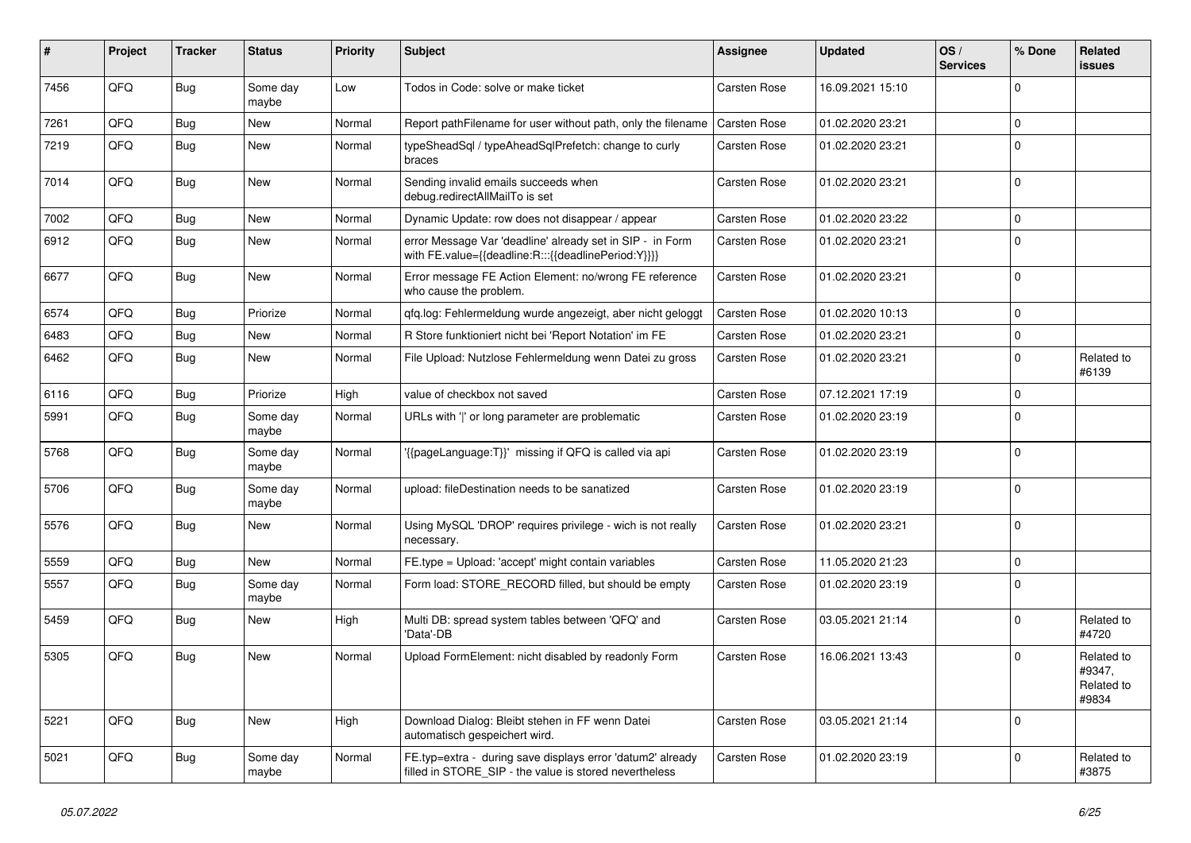| # | Project | Tracker | Status | Priority | Subject | Assignee | Updated | OS / Services | % Done | Related issues |
|---|---|---|---|---|---|---|---|---|---|---|
| 7456 | QFQ | Bug | Some day maybe | Low | Todos in Code: solve or make ticket | Carsten Rose | 16.09.2021 15:10 | | 0 | |
| 7261 | QFQ | Bug | New | Normal | Report pathFilename for user without path, only the filename | Carsten Rose | 01.02.2020 23:21 | | 0 | |
| 7219 | QFQ | Bug | New | Normal | typeSheadSql / typeAheadSqlPrefetch: change to curly braces | Carsten Rose | 01.02.2020 23:21 | | 0 | |
| 7014 | QFQ | Bug | New | Normal | Sending invalid emails succeeds when debug.redirectAllMailTo is set | Carsten Rose | 01.02.2020 23:21 | | 0 | |
| 7002 | QFQ | Bug | New | Normal | Dynamic Update: row does not disappear / appear | Carsten Rose | 01.02.2020 23:22 | | 0 | |
| 6912 | QFQ | Bug | New | Normal | error Message Var 'deadline' already set in SIP - in Form with FE.value={{deadline:R:::{{deadlinePeriod:Y}}}} | Carsten Rose | 01.02.2020 23:21 | | 0 | |
| 6677 | QFQ | Bug | New | Normal | Error message FE Action Element: no/wrong FE reference who cause the problem. | Carsten Rose | 01.02.2020 23:21 | | 0 | |
| 6574 | QFQ | Bug | Priorize | Normal | qfq.log: Fehlermeldung wurde angezeigt, aber nicht geloggt | Carsten Rose | 01.02.2020 10:13 | | 0 | |
| 6483 | QFQ | Bug | New | Normal | R Store funktioniert nicht bei 'Report Notation' im FE | Carsten Rose | 01.02.2020 23:21 | | 0 | |
| 6462 | QFQ | Bug | New | Normal | File Upload: Nutzlose Fehlermeldung wenn Datei zu gross | Carsten Rose | 01.02.2020 23:21 | | 0 | Related to #6139 |
| 6116 | QFQ | Bug | Priorize | High | value of checkbox not saved | Carsten Rose | 07.12.2021 17:19 | | 0 | |
| 5991 | QFQ | Bug | Some day maybe | Normal | URLs with ' ' or long parameter are problematic | Carsten Rose | 01.02.2020 23:19 | | 0 | |
| 5768 | QFQ | Bug | Some day maybe | Normal | '{{pageLanguage:T}}' missing if QFQ is called via api | Carsten Rose | 01.02.2020 23:19 | | 0 | |
| 5706 | QFQ | Bug | Some day maybe | Normal | upload: fileDestination needs to be sanatized | Carsten Rose | 01.02.2020 23:19 | | 0 | |
| 5576 | QFQ | Bug | New | Normal | Using MySQL 'DROP' requires privilege - wich is not really necessary. | Carsten Rose | 01.02.2020 23:21 | | 0 | |
| 5559 | QFQ | Bug | New | Normal | FE.type = Upload: 'accept' might contain variables | Carsten Rose | 11.05.2020 21:23 | | 0 | |
| 5557 | QFQ | Bug | Some day maybe | Normal | Form load: STORE_RECORD filled, but should be empty | Carsten Rose | 01.02.2020 23:19 | | 0 | |
| 5459 | QFQ | Bug | New | High | Multi DB: spread system tables between 'QFQ' and 'Data'-DB | Carsten Rose | 03.05.2021 21:14 | | 0 | Related to #4720 |
| 5305 | QFQ | Bug | New | Normal | Upload FormElement: nicht disabled by readonly Form | Carsten Rose | 16.06.2021 13:43 | | 0 | Related to #9347, Related to #9834 |
| 5221 | QFQ | Bug | New | High | Download Dialog: Bleibt stehen in FF wenn Datei automatisch gespeichert wird. | Carsten Rose | 03.05.2021 21:14 | | 0 | |
| 5021 | QFQ | Bug | Some day maybe | Normal | FE.typ=extra - during save displays error 'datum2' already filled in STORE_SIP - the value is stored nevertheless | Carsten Rose | 01.02.2020 23:19 | | 0 | Related to #3875 |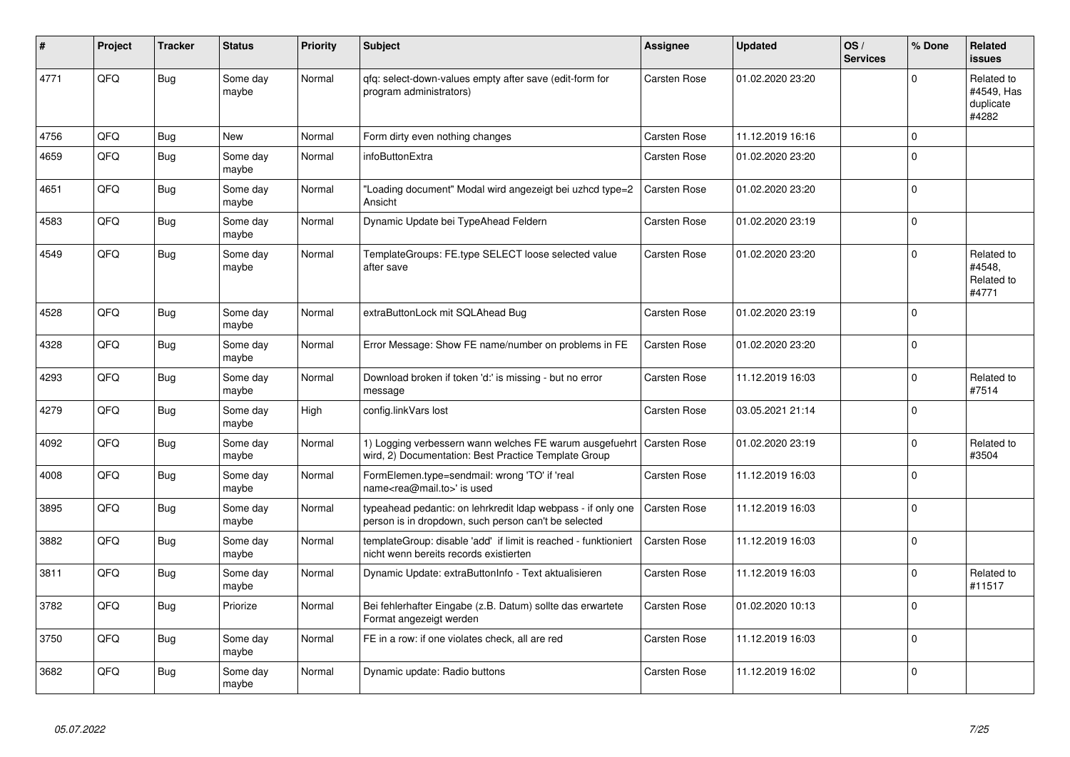| # | Project | Tracker | Status | Priority | Subject | Assignee | Updated | OS / Services | % Done | Related issues |
|---|---|---|---|---|---|---|---|---|---|---|
| 4771 | QFQ | Bug | Some day maybe | Normal | qfq: select-down-values empty after save (edit-form for program administrators) | Carsten Rose | 01.02.2020 23:20 | | 0 | Related to #4549, Has duplicate #4282 |
| 4756 | QFQ | Bug | New | Normal | Form dirty even nothing changes | Carsten Rose | 11.12.2019 16:16 | | 0 | |
| 4659 | QFQ | Bug | Some day maybe | Normal | infoButtonExtra | Carsten Rose | 01.02.2020 23:20 | | 0 | |
| 4651 | QFQ | Bug | Some day maybe | Normal | "Loading document" Modal wird angezeigt bei uzhcd type=2 Ansicht | Carsten Rose | 01.02.2020 23:20 | | 0 | |
| 4583 | QFQ | Bug | Some day maybe | Normal | Dynamic Update bei TypeAhead Feldern | Carsten Rose | 01.02.2020 23:19 | | 0 | |
| 4549 | QFQ | Bug | Some day maybe | Normal | TemplateGroups: FE.type SELECT loose selected value after save | Carsten Rose | 01.02.2020 23:20 | | 0 | Related to #4548, Related to #4771 |
| 4528 | QFQ | Bug | Some day maybe | Normal | extraButtonLock mit SQLAhead Bug | Carsten Rose | 01.02.2020 23:19 | | 0 | |
| 4328 | QFQ | Bug | Some day maybe | Normal | Error Message: Show FE name/number on problems in FE | Carsten Rose | 01.02.2020 23:20 | | 0 | |
| 4293 | QFQ | Bug | Some day maybe | Normal | Download broken if token 'd:' is missing - but no error message | Carsten Rose | 11.12.2019 16:03 | | 0 | Related to #7514 |
| 4279 | QFQ | Bug | Some day maybe | High | config.linkVars lost | Carsten Rose | 03.05.2021 21:14 | | 0 | |
| 4092 | QFQ | Bug | Some day maybe | Normal | 1) Logging verbessern wann welches FE warum ausgefuehrt wird, 2) Documentation: Best Practice Template Group | Carsten Rose | 01.02.2020 23:19 | | 0 | Related to #3504 |
| 4008 | QFQ | Bug | Some day maybe | Normal | FormElemen.type=sendmail: wrong 'TO' if 'real name<rea@mail.to>' is used | Carsten Rose | 11.12.2019 16:03 | | 0 | |
| 3895 | QFQ | Bug | Some day maybe | Normal | typeahead pedantic: on lehrkredit ldap webpass - if only one person is in dropdown, such person can't be selected | Carsten Rose | 11.12.2019 16:03 | | 0 | |
| 3882 | QFQ | Bug | Some day maybe | Normal | templateGroup: disable 'add' if limit is reached - funktioniert nicht wenn bereits records existierten | Carsten Rose | 11.12.2019 16:03 | | 0 | |
| 3811 | QFQ | Bug | Some day maybe | Normal | Dynamic Update: extraButtonInfo - Text aktualisieren | Carsten Rose | 11.12.2019 16:03 | | 0 | Related to #11517 |
| 3782 | QFQ | Bug | Priorize | Normal | Bei fehlerhafter Eingabe (z.B. Datum) sollte das erwartete Format angezeigt werden | Carsten Rose | 01.02.2020 10:13 | | 0 | |
| 3750 | QFQ | Bug | Some day maybe | Normal | FE in a row: if one violates check, all are red | Carsten Rose | 11.12.2019 16:03 | | 0 | |
| 3682 | QFQ | Bug | Some day maybe | Normal | Dynamic update: Radio buttons | Carsten Rose | 11.12.2019 16:02 | | 0 | |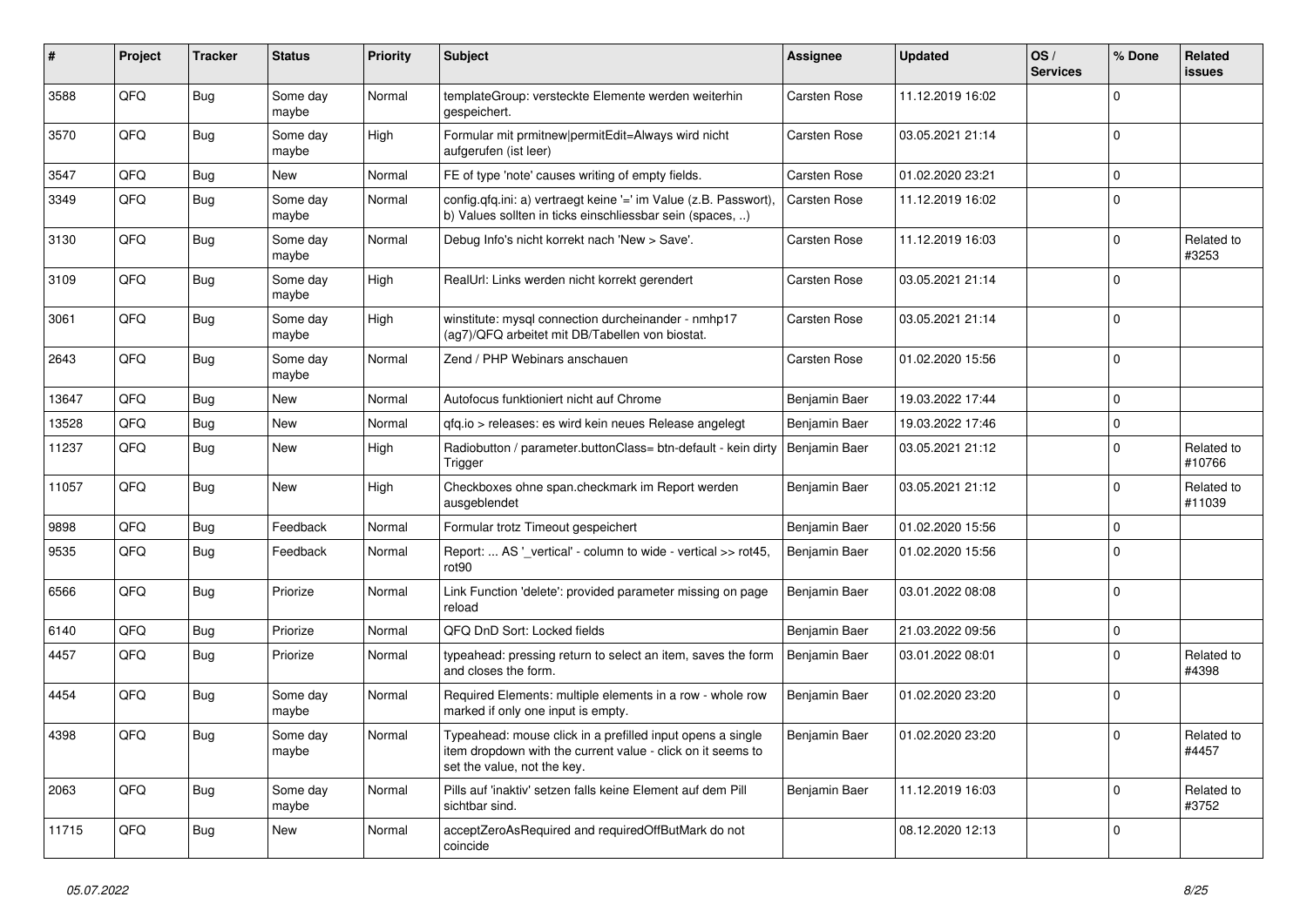| # | Project | Tracker | Status | Priority | Subject | Assignee | Updated | OS / Services | % Done | Related issues |
|---|---|---|---|---|---|---|---|---|---|---|
| 3588 | QFQ | Bug | Some day maybe | Normal | templateGroup: versteckte Elemente werden weiterhin gespeichert. | Carsten Rose | 11.12.2019 16:02 | | 0 | |
| 3570 | QFQ | Bug | Some day maybe | High | Formular mit prmitnew\|permitEdit=Always wird nicht aufgerufen (ist leer) | Carsten Rose | 03.05.2021 21:14 | | 0 | |
| 3547 | QFQ | Bug | New | Normal | FE of type 'note' causes writing of empty fields. | Carsten Rose | 01.02.2020 23:21 | | 0 | |
| 3349 | QFQ | Bug | Some day maybe | Normal | config.qfq.ini: a) vertraegt keine '=' im Value (z.B. Passwort), b) Values sollten in ticks einschliessbar sein (spaces, ..) | Carsten Rose | 11.12.2019 16:02 | | 0 | |
| 3130 | QFQ | Bug | Some day maybe | Normal | Debug Info's nicht korrekt nach 'New > Save'. | Carsten Rose | 11.12.2019 16:03 | | 0 | Related to #3253 |
| 3109 | QFQ | Bug | Some day maybe | High | RealUrl: Links werden nicht korrekt gerendert | Carsten Rose | 03.05.2021 21:14 | | 0 | |
| 3061 | QFQ | Bug | Some day maybe | High | winstitute: mysql connection durcheinander - nmhp17 (ag7)/QFQ arbeitet mit DB/Tabellen von biostat. | Carsten Rose | 03.05.2021 21:14 | | 0 | |
| 2643 | QFQ | Bug | Some day maybe | Normal | Zend / PHP Webinars anschauen | Carsten Rose | 01.02.2020 15:56 | | 0 | |
| 13647 | QFQ | Bug | New | Normal | Autofocus funktioniert nicht auf Chrome | Benjamin Baer | 19.03.2022 17:44 | | 0 | |
| 13528 | QFQ | Bug | New | Normal | qfq.io > releases: es wird kein neues Release angelegt | Benjamin Baer | 19.03.2022 17:46 | | 0 | |
| 11237 | QFQ | Bug | New | High | Radiobutton / parameter.buttonClass= btn-default - kein dirty Trigger | Benjamin Baer | 03.05.2021 21:12 | | 0 | Related to #10766 |
| 11057 | QFQ | Bug | New | High | Checkboxes ohne span.checkmark im Report werden ausgeblendet | Benjamin Baer | 03.05.2021 21:12 | | 0 | Related to #11039 |
| 9898 | QFQ | Bug | Feedback | Normal | Formular trotz Timeout gespeichert | Benjamin Baer | 01.02.2020 15:56 | | 0 | |
| 9535 | QFQ | Bug | Feedback | Normal | Report: ... AS '_vertical' - column to wide - vertical >> rot45, rot90 | Benjamin Baer | 01.02.2020 15:56 | | 0 | |
| 6566 | QFQ | Bug | Priorize | Normal | Link Function 'delete': provided parameter missing on page reload | Benjamin Baer | 03.01.2022 08:08 | | 0 | |
| 6140 | QFQ | Bug | Priorize | Normal | QFQ DnD Sort: Locked fields | Benjamin Baer | 21.03.2022 09:56 | | 0 | |
| 4457 | QFQ | Bug | Priorize | Normal | typeahead: pressing return to select an item, saves the form and closes the form. | Benjamin Baer | 03.01.2022 08:01 | | 0 | Related to #4398 |
| 4454 | QFQ | Bug | Some day maybe | Normal | Required Elements: multiple elements in a row - whole row marked if only one input is empty. | Benjamin Baer | 01.02.2020 23:20 | | 0 | |
| 4398 | QFQ | Bug | Some day maybe | Normal | Typeahead: mouse click in a prefilled input opens a single item dropdown with the current value - click on it seems to set the value, not the key. | Benjamin Baer | 01.02.2020 23:20 | | 0 | Related to #4457 |
| 2063 | QFQ | Bug | Some day maybe | Normal | Pills auf 'inaktiv' setzen falls keine Element auf dem Pill sichtbar sind. | Benjamin Baer | 11.12.2019 16:03 | | 0 | Related to #3752 |
| 11715 | QFQ | Bug | New | Normal | acceptZeroAsRequired and requiredOffButMark do not coincide | | 08.12.2020 12:13 | | 0 | |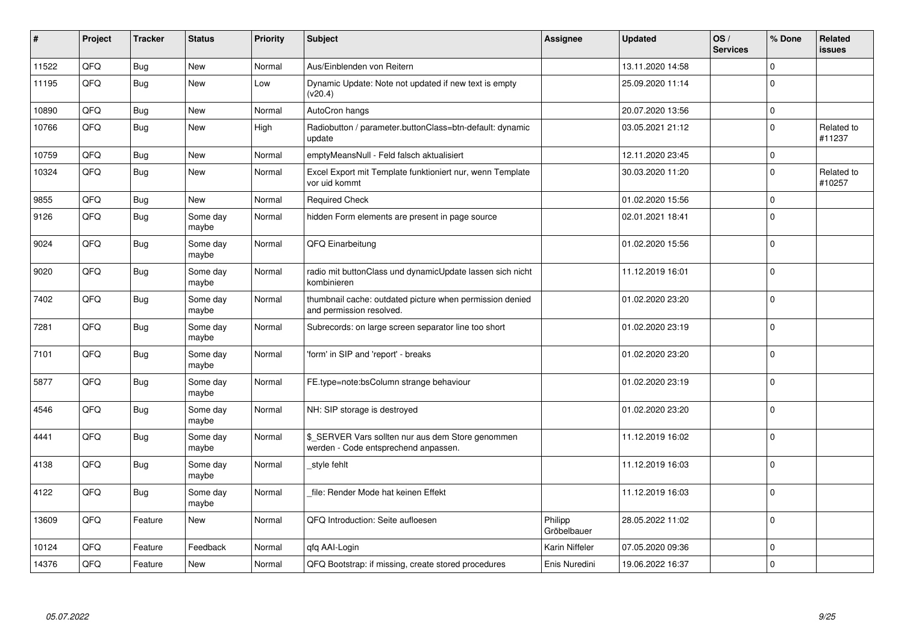| # | Project | Tracker | Status | Priority | Subject | Assignee | Updated | OS / Services | % Done | Related issues |
|---|---|---|---|---|---|---|---|---|---|---|
| 11522 | QFQ | Bug | New | Normal | Aus/Einblenden von Reitern | | 13.11.2020 14:58 | | 0 | |
| 11195 | QFQ | Bug | New | Low | Dynamic Update: Note not updated if new text is empty (v20.4) | | 25.09.2020 11:14 | | 0 | |
| 10890 | QFQ | Bug | New | Normal | AutoCron hangs | | 20.07.2020 13:56 | | 0 | |
| 10766 | QFQ | Bug | New | High | Radiobutton / parameter.buttonClass=btn-default: dynamic update | | 03.05.2021 21:12 | | 0 | Related to #11237 |
| 10759 | QFQ | Bug | New | Normal | emptyMeansNull - Feld falsch aktualisiert | | 12.11.2020 23:45 | | 0 | |
| 10324 | QFQ | Bug | New | Normal | Excel Export mit Template funktioniert nur, wenn Template vor uid kommt | | 30.03.2020 11:20 | | 0 | Related to #10257 |
| 9855 | QFQ | Bug | New | Normal | Required Check | | 01.02.2020 15:56 | | 0 | |
| 9126 | QFQ | Bug | Some day maybe | Normal | hidden Form elements are present in page source | | 02.01.2021 18:41 | | 0 | |
| 9024 | QFQ | Bug | Some day maybe | Normal | QFQ Einarbeitung | | 01.02.2020 15:56 | | 0 | |
| 9020 | QFQ | Bug | Some day maybe | Normal | radio mit buttonClass und dynamicUpdate lassen sich nicht kombinieren | | 11.12.2019 16:01 | | 0 | |
| 7402 | QFQ | Bug | Some day maybe | Normal | thumbnail cache: outdated picture when permission denied and permission resolved. | | 01.02.2020 23:20 | | 0 | |
| 7281 | QFQ | Bug | Some day maybe | Normal | Subrecords: on large screen separator line too short | | 01.02.2020 23:19 | | 0 | |
| 7101 | QFQ | Bug | Some day maybe | Normal | 'form' in SIP and 'report' - breaks | | 01.02.2020 23:20 | | 0 | |
| 5877 | QFQ | Bug | Some day maybe | Normal | FE.type=note:bsColumn strange behaviour | | 01.02.2020 23:19 | | 0 | |
| 4546 | QFQ | Bug | Some day maybe | Normal | NH: SIP storage is destroyed | | 01.02.2020 23:20 | | 0 | |
| 4441 | QFQ | Bug | Some day maybe | Normal | $_SERVER Vars sollten nur aus dem Store genommen werden - Code entsprechend anpassen. | | 11.12.2019 16:02 | | 0 | |
| 4138 | QFQ | Bug | Some day maybe | Normal | _style fehlt | | 11.12.2019 16:03 | | 0 | |
| 4122 | QFQ | Bug | Some day maybe | Normal | _file: Render Mode hat keinen Effekt | | 11.12.2019 16:03 | | 0 | |
| 13609 | QFQ | Feature | New | Normal | QFQ Introduction: Seite aufloesen | Philipp Gröbelbauer | 28.05.2022 11:02 | | 0 | |
| 10124 | QFQ | Feature | Feedback | Normal | qfq AAI-Login | Karin Niffeler | 07.05.2020 09:36 | | 0 | |
| 14376 | QFQ | Feature | New | Normal | QFQ Bootstrap: if missing, create stored procedures | Enis Nuredini | 19.06.2022 16:37 | | 0 | |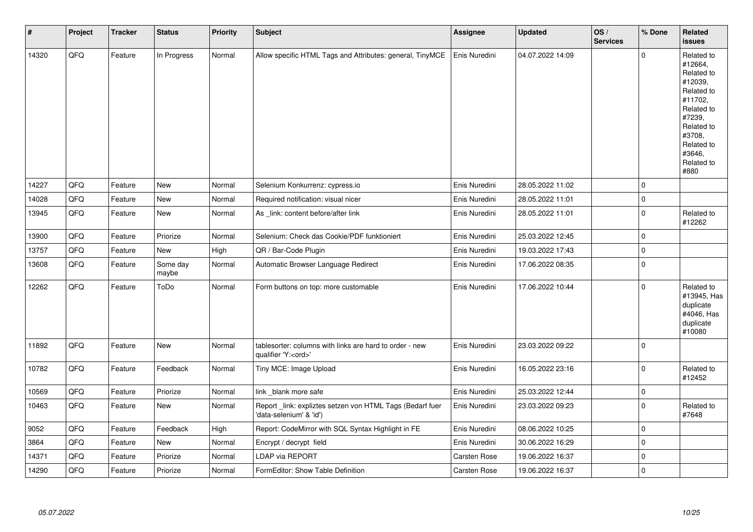| # | Project | Tracker | Status | Priority | Subject | Assignee | Updated | OS / Services | % Done | Related issues |
|---|---|---|---|---|---|---|---|---|---|---|
| 14320 | QFQ | Feature | In Progress | Normal | Allow specific HTML Tags and Attributes: general, TinyMCE | Enis Nuredini | 04.07.2022 14:09 | | 0 | Related to #12664, Related to #12039, Related to #11702, Related to #7239, Related to #3708, Related to #3646, Related to #880 |
| 14227 | QFQ | Feature | New | Normal | Selenium Konkurrenz: cypress.io | Enis Nuredini | 28.05.2022 11:02 | | 0 | |
| 14028 | QFQ | Feature | New | Normal | Required notification: visual nicer | Enis Nuredini | 28.05.2022 11:01 | | 0 | |
| 13945 | QFQ | Feature | New | Normal | As _link: content before/after link | Enis Nuredini | 28.05.2022 11:01 | | 0 | Related to #12262 |
| 13900 | QFQ | Feature | Priorize | Normal | Selenium: Check das Cookie/PDF funktioniert | Enis Nuredini | 25.03.2022 12:45 | | 0 | |
| 13757 | QFQ | Feature | New | High | QR / Bar-Code Plugin | Enis Nuredini | 19.03.2022 17:43 | | 0 | |
| 13608 | QFQ | Feature | Some day maybe | Normal | Automatic Browser Language Redirect | Enis Nuredini | 17.06.2022 08:35 | | 0 | |
| 12262 | QFQ | Feature | ToDo | Normal | Form buttons on top: more customable | Enis Nuredini | 17.06.2022 10:44 | | 0 | Related to #13945, Has duplicate #4046, Has duplicate #10080 |
| 11892 | QFQ | Feature | New | Normal | tablesorter: columns with links are hard to order - new qualifier 'Y:<ord>' | Enis Nuredini | 23.03.2022 09:22 | | 0 | |
| 10782 | QFQ | Feature | Feedback | Normal | Tiny MCE: Image Upload | Enis Nuredini | 16.05.2022 23:16 | | 0 | Related to #12452 |
| 10569 | QFQ | Feature | Priorize | Normal | link _blank more safe | Enis Nuredini | 25.03.2022 12:44 | | 0 | |
| 10463 | QFQ | Feature | New | Normal | Report _link: expliztes setzen von HTML Tags (Bedarf fuer 'data-selenium' & 'id') | Enis Nuredini | 23.03.2022 09:23 | | 0 | Related to #7648 |
| 9052 | QFQ | Feature | Feedback | High | Report: CodeMirror with SQL Syntax Highlight in FE | Enis Nuredini | 08.06.2022 10:25 | | 0 | |
| 3864 | QFQ | Feature | New | Normal | Encrypt / decrypt field | Enis Nuredini | 30.06.2022 16:29 | | 0 | |
| 14371 | QFQ | Feature | Priorize | Normal | LDAP via REPORT | Carsten Rose | 19.06.2022 16:37 | | 0 | |
| 14290 | QFQ | Feature | Priorize | Normal | FormEditor: Show Table Definition | Carsten Rose | 19.06.2022 16:37 | | 0 | |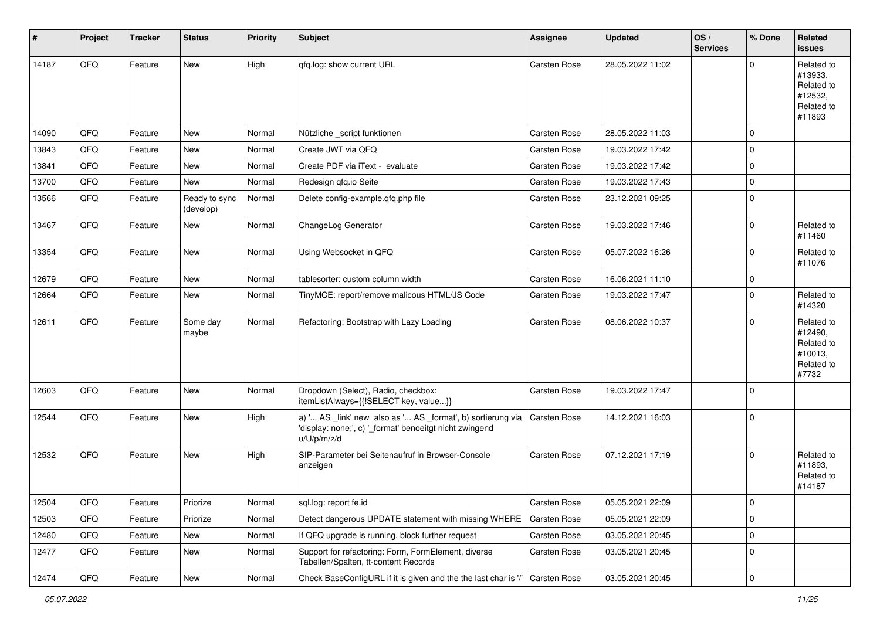| # | Project | Tracker | Status | Priority | Subject | Assignee | Updated | OS / Services | % Done | Related issues |
|---|---|---|---|---|---|---|---|---|---|---|
| 14187 | QFQ | Feature | New | High | qfq.log: show current URL | Carsten Rose | 28.05.2022 11:02 | | 0 | Related to #13933, Related to #12532, Related to #11893 |
| 14090 | QFQ | Feature | New | Normal | Nützliche _script funktionen | Carsten Rose | 28.05.2022 11:03 | | 0 | |
| 13843 | QFQ | Feature | New | Normal | Create JWT via QFQ | Carsten Rose | 19.03.2022 17:42 | | 0 | |
| 13841 | QFQ | Feature | New | Normal | Create PDF via iText - evaluate | Carsten Rose | 19.03.2022 17:42 | | 0 | |
| 13700 | QFQ | Feature | New | Normal | Redesign qfq.io Seite | Carsten Rose | 19.03.2022 17:43 | | 0 | |
| 13566 | QFQ | Feature | Ready to sync (develop) | Normal | Delete config-example.qfq.php file | Carsten Rose | 23.12.2021 09:25 | | 0 | |
| 13467 | QFQ | Feature | New | Normal | ChangeLog Generator | Carsten Rose | 19.03.2022 17:46 | | 0 | Related to #11460 |
| 13354 | QFQ | Feature | New | Normal | Using Websocket in QFQ | Carsten Rose | 05.07.2022 16:26 | | 0 | Related to #11076 |
| 12679 | QFQ | Feature | New | Normal | tablesorter: custom column width | Carsten Rose | 16.06.2021 11:10 | | 0 | |
| 12664 | QFQ | Feature | New | Normal | TinyMCE: report/remove malicous HTML/JS Code | Carsten Rose | 19.03.2022 17:47 | | 0 | Related to #14320 |
| 12611 | QFQ | Feature | Some day maybe | Normal | Refactoring: Bootstrap with Lazy Loading | Carsten Rose | 08.06.2022 10:37 | | 0 | Related to #12490, Related to #10013, Related to #7732 |
| 12603 | QFQ | Feature | New | Normal | Dropdown (Select), Radio, checkbox: itemListAlways={{!SELECT key, value...}} | Carsten Rose | 19.03.2022 17:47 | | 0 | |
| 12544 | QFQ | Feature | New | High | a) '... AS _link' new also as '... AS _format', b) sortierung via 'display: none;', c) '_format' benoeitgt nicht zwingend u/U/p/m/z/d | Carsten Rose | 14.12.2021 16:03 | | 0 | |
| 12532 | QFQ | Feature | New | High | SIP-Parameter bei Seitenaufruf in Browser-Console anzeigen | Carsten Rose | 07.12.2021 17:19 | | 0 | Related to #11893, Related to #14187 |
| 12504 | QFQ | Feature | Priorize | Normal | sql.log: report fe.id | Carsten Rose | 05.05.2021 22:09 | | 0 | |
| 12503 | QFQ | Feature | Priorize | Normal | Detect dangerous UPDATE statement with missing WHERE | Carsten Rose | 05.05.2021 22:09 | | 0 | |
| 12480 | QFQ | Feature | New | Normal | If QFQ upgrade is running, block further request | Carsten Rose | 03.05.2021 20:45 | | 0 | |
| 12477 | QFQ | Feature | New | Normal | Support for refactoring: Form, FormElement, diverse Tabellen/Spalten, tt-content Records | Carsten Rose | 03.05.2021 20:45 | | 0 | |
| 12474 | QFQ | Feature | New | Normal | Check BaseConfigURL if it is given and the the last char is '/' | Carsten Rose | 03.05.2021 20:45 | | 0 | |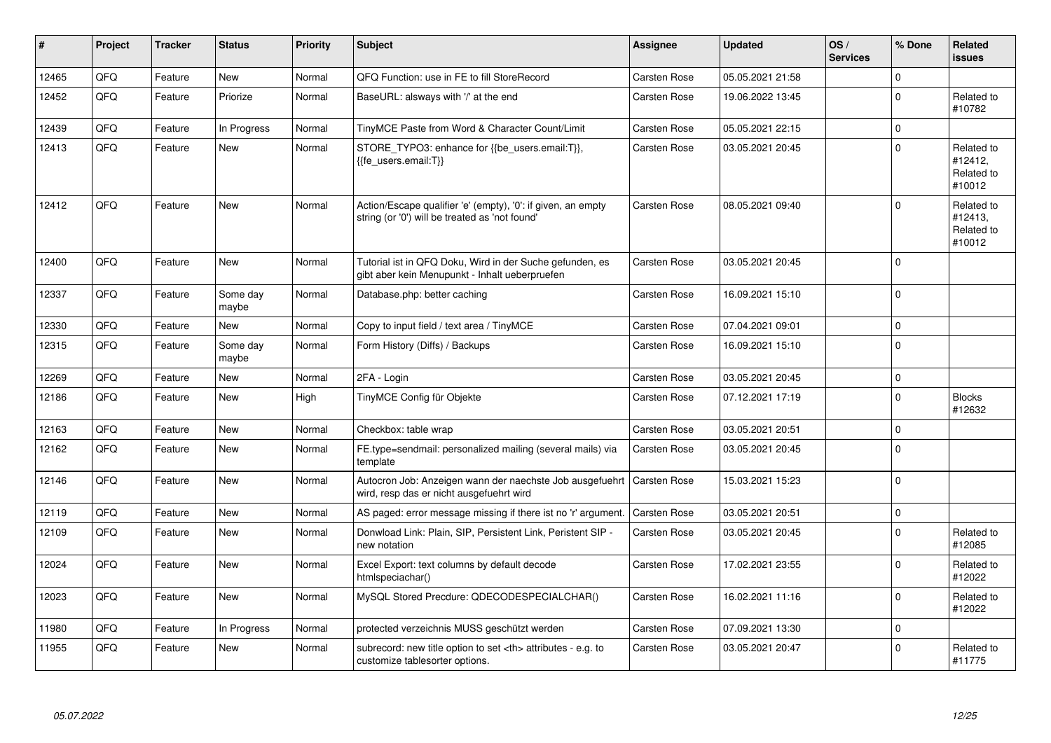| # | Project | Tracker | Status | Priority | Subject | Assignee | Updated | OS / Services | % Done | Related issues |
|---|---|---|---|---|---|---|---|---|---|---|
| 12465 | QFQ | Feature | New | Normal | QFQ Function: use in FE to fill StoreRecord | Carsten Rose | 05.05.2021 21:58 | | 0 | |
| 12452 | QFQ | Feature | Priorize | Normal | BaseURL: alsways with '/' at the end | Carsten Rose | 19.06.2022 13:45 | | 0 | Related to #10782 |
| 12439 | QFQ | Feature | In Progress | Normal | TinyMCE Paste from Word & Character Count/Limit | Carsten Rose | 05.05.2021 22:15 | | 0 | |
| 12413 | QFQ | Feature | New | Normal | STORE_TYPO3: enhance for {{be_users.email:T}}, {{fe_users.email:T}} | Carsten Rose | 03.05.2021 20:45 | | 0 | Related to #12412, Related to #10012 |
| 12412 | QFQ | Feature | New | Normal | Action/Escape qualifier 'e' (empty), '0': if given, an empty string (or '0') will be treated as 'not found' | Carsten Rose | 08.05.2021 09:40 | | 0 | Related to #12413, Related to #10012 |
| 12400 | QFQ | Feature | New | Normal | Tutorial ist in QFQ Doku, Wird in der Suche gefunden, es gibt aber kein Menupunkt - Inhalt ueberpruefen | Carsten Rose | 03.05.2021 20:45 | | 0 | |
| 12337 | QFQ | Feature | Some day maybe | Normal | Database.php: better caching | Carsten Rose | 16.09.2021 15:10 | | 0 | |
| 12330 | QFQ | Feature | New | Normal | Copy to input field / text area / TinyMCE | Carsten Rose | 07.04.2021 09:01 | | 0 | |
| 12315 | QFQ | Feature | Some day maybe | Normal | Form History (Diffs) / Backups | Carsten Rose | 16.09.2021 15:10 | | 0 | |
| 12269 | QFQ | Feature | New | Normal | 2FA - Login | Carsten Rose | 03.05.2021 20:45 | | 0 | |
| 12186 | QFQ | Feature | New | High | TinyMCE Config für Objekte | Carsten Rose | 07.12.2021 17:19 | | 0 | Blocks #12632 |
| 12163 | QFQ | Feature | New | Normal | Checkbox: table wrap | Carsten Rose | 03.05.2021 20:51 | | 0 | |
| 12162 | QFQ | Feature | New | Normal | FE.type=sendmail: personalized mailing (several mails) via template | Carsten Rose | 03.05.2021 20:45 | | 0 | |
| 12146 | QFQ | Feature | New | Normal | Autocron Job: Anzeigen wann der naechste Job ausgefuehrt wird, resp das er nicht ausgefuehrt wird | Carsten Rose | 15.03.2021 15:23 | | 0 | |
| 12119 | QFQ | Feature | New | Normal | AS paged: error message missing if there ist no 'r' argument. | Carsten Rose | 03.05.2021 20:51 | | 0 | |
| 12109 | QFQ | Feature | New | Normal | Donwload Link: Plain, SIP, Persistent Link, Peristent SIP - new notation | Carsten Rose | 03.05.2021 20:45 | | 0 | Related to #12085 |
| 12024 | QFQ | Feature | New | Normal | Excel Export: text columns by default decode htmlspeciachar() | Carsten Rose | 17.02.2021 23:55 | | 0 | Related to #12022 |
| 12023 | QFQ | Feature | New | Normal | MySQL Stored Precdure: QDECODESPECIALCHAR() | Carsten Rose | 16.02.2021 11:16 | | 0 | Related to #12022 |
| 11980 | QFQ | Feature | In Progress | Normal | protected verzeichnis MUSS geschützt werden | Carsten Rose | 07.09.2021 13:30 | | 0 | |
| 11955 | QFQ | Feature | New | Normal | subrecord: new title option to set <th> attributes - e.g. to customize tablesorter options. | Carsten Rose | 03.05.2021 20:47 | | 0 | Related to #11775 |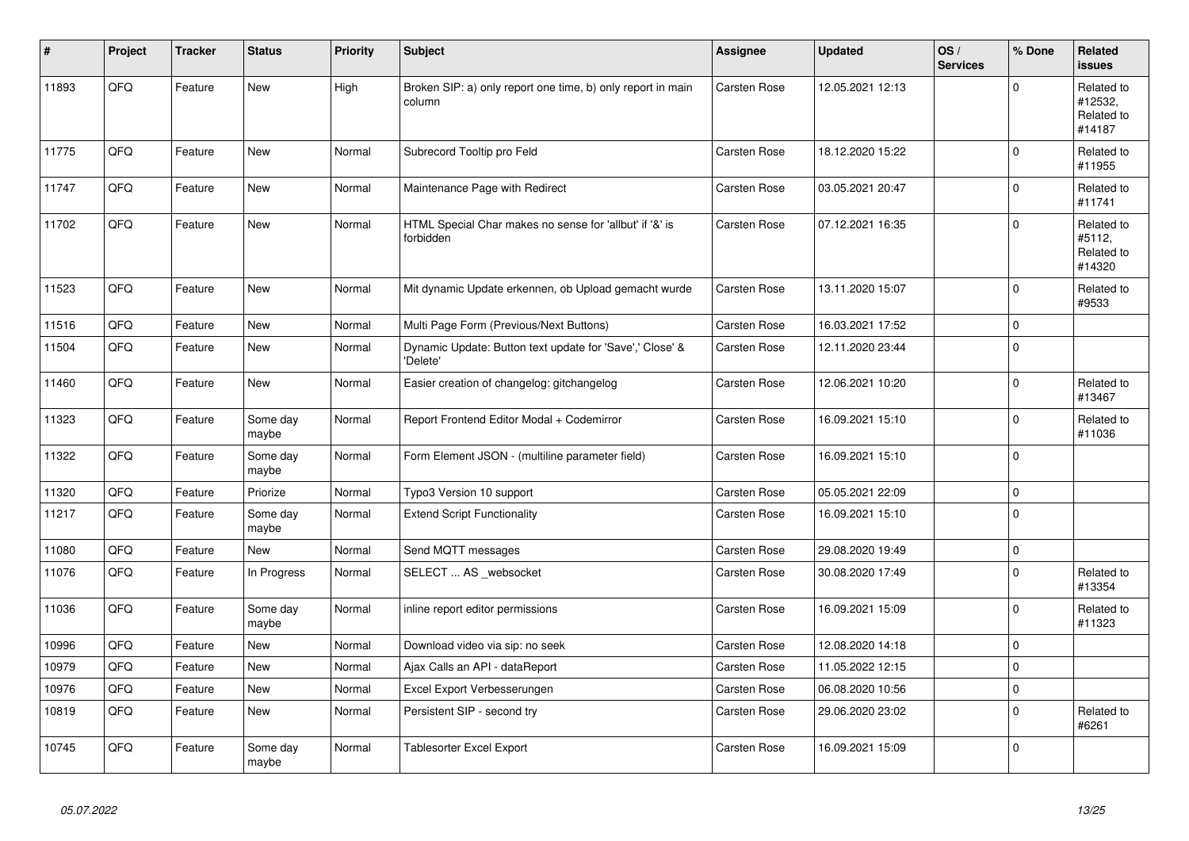| # | Project | Tracker | Status | Priority | Subject | Assignee | Updated | OS / Services | % Done | Related issues |
|---|---|---|---|---|---|---|---|---|---|---|
| 11893 | QFQ | Feature | New | High | Broken SIP: a) only report one time, b) only report in main column | Carsten Rose | 12.05.2021 12:13 | | 0 | Related to #12532, Related to #14187 |
| 11775 | QFQ | Feature | New | Normal | Subrecord Tooltip pro Feld | Carsten Rose | 18.12.2020 15:22 | | 0 | Related to #11955 |
| 11747 | QFQ | Feature | New | Normal | Maintenance Page with Redirect | Carsten Rose | 03.05.2021 20:47 | | 0 | Related to #11741 |
| 11702 | QFQ | Feature | New | Normal | HTML Special Char makes no sense for 'allbut' if '&' is forbidden | Carsten Rose | 07.12.2021 16:35 | | 0 | Related to #5112, Related to #14320 |
| 11523 | QFQ | Feature | New | Normal | Mit dynamic Update erkennen, ob Upload gemacht wurde | Carsten Rose | 13.11.2020 15:07 | | 0 | Related to #9533 |
| 11516 | QFQ | Feature | New | Normal | Multi Page Form (Previous/Next Buttons) | Carsten Rose | 16.03.2021 17:52 | | 0 | |
| 11504 | QFQ | Feature | New | Normal | Dynamic Update: Button text update for 'Save',' Close' & 'Delete' | Carsten Rose | 12.11.2020 23:44 | | 0 | |
| 11460 | QFQ | Feature | New | Normal | Easier creation of changelog: gitchangelog | Carsten Rose | 12.06.2021 10:20 | | 0 | Related to #13467 |
| 11323 | QFQ | Feature | Some day maybe | Normal | Report Frontend Editor Modal + Codemirror | Carsten Rose | 16.09.2021 15:10 | | 0 | Related to #11036 |
| 11322 | QFQ | Feature | Some day maybe | Normal | Form Element JSON - (multiline parameter field) | Carsten Rose | 16.09.2021 15:10 | | 0 | |
| 11320 | QFQ | Feature | Priorize | Normal | Typo3 Version 10 support | Carsten Rose | 05.05.2021 22:09 | | 0 | |
| 11217 | QFQ | Feature | Some day maybe | Normal | Extend Script Functionality | Carsten Rose | 16.09.2021 15:10 | | 0 | |
| 11080 | QFQ | Feature | New | Normal | Send MQTT messages | Carsten Rose | 29.08.2020 19:49 | | 0 | |
| 11076 | QFQ | Feature | In Progress | Normal | SELECT ... AS _websocket | Carsten Rose | 30.08.2020 17:49 | | 0 | Related to #13354 |
| 11036 | QFQ | Feature | Some day maybe | Normal | inline report editor permissions | Carsten Rose | 16.09.2021 15:09 | | 0 | Related to #11323 |
| 10996 | QFQ | Feature | New | Normal | Download video via sip: no seek | Carsten Rose | 12.08.2020 14:18 | | 0 | |
| 10979 | QFQ | Feature | New | Normal | Ajax Calls an API - dataReport | Carsten Rose | 11.05.2022 12:15 | | 0 | |
| 10976 | QFQ | Feature | New | Normal | Excel Export Verbesserungen | Carsten Rose | 06.08.2020 10:56 | | 0 | |
| 10819 | QFQ | Feature | New | Normal | Persistent SIP - second try | Carsten Rose | 29.06.2020 23:02 | | 0 | Related to #6261 |
| 10745 | QFQ | Feature | Some day maybe | Normal | Tablesorter Excel Export | Carsten Rose | 16.09.2021 15:09 | | 0 | |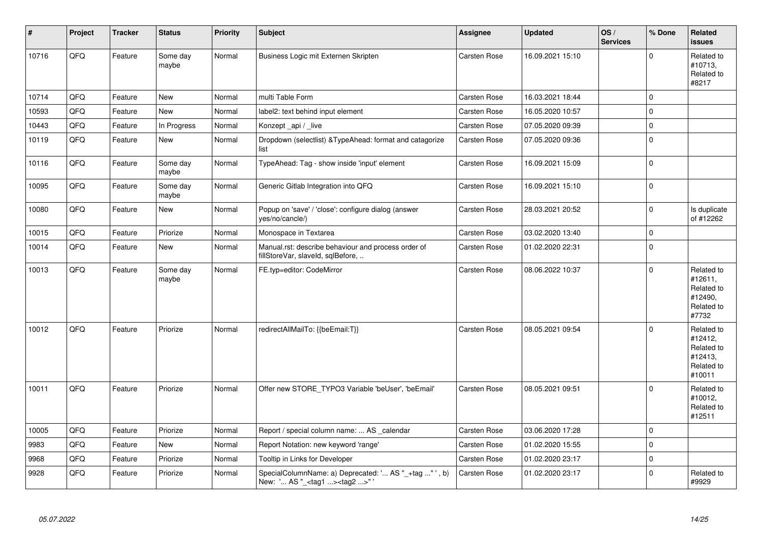| # | Project | Tracker | Status | Priority | Subject | Assignee | Updated | OS / Services | % Done | Related issues |
|---|---|---|---|---|---|---|---|---|---|---|
| 10716 | QFQ | Feature | Some day maybe | Normal | Business Logic mit Externen Skripten | Carsten Rose | 16.09.2021 15:10 | | 0 | Related to #10713, Related to #8217 |
| 10714 | QFQ | Feature | New | Normal | multi Table Form | Carsten Rose | 16.03.2021 18:44 | | 0 | |
| 10593 | QFQ | Feature | New | Normal | label2: text behind input element | Carsten Rose | 16.05.2020 10:57 | | 0 | |
| 10443 | QFQ | Feature | In Progress | Normal | Konzept _api / _live | Carsten Rose | 07.05.2020 09:39 | | 0 | |
| 10119 | QFQ | Feature | New | Normal | Dropdown (selectlist) &TypeAhead: format and catagorize list | Carsten Rose | 07.05.2020 09:36 | | 0 | |
| 10116 | QFQ | Feature | Some day maybe | Normal | TypeAhead: Tag - show inside 'input' element | Carsten Rose | 16.09.2021 15:09 | | 0 | |
| 10095 | QFQ | Feature | Some day maybe | Normal | Generic Gitlab Integration into QFQ | Carsten Rose | 16.09.2021 15:10 | | 0 | |
| 10080 | QFQ | Feature | New | Normal | Popup on 'save' / 'close': configure dialog (answer yes/no/cancle/) | Carsten Rose | 28.03.2021 20:52 | | 0 | Is duplicate of #12262 |
| 10015 | QFQ | Feature | Priorize | Normal | Monospace in Textarea | Carsten Rose | 03.02.2020 13:40 | | 0 | |
| 10014 | QFQ | Feature | New | Normal | Manual.rst: describe behaviour and process order of fillStoreVar, slaveId, sqlBefore, .. | Carsten Rose | 01.02.2020 22:31 | | 0 | |
| 10013 | QFQ | Feature | Some day maybe | Normal | FE.typ=editor: CodeMirror | Carsten Rose | 08.06.2022 10:37 | | 0 | Related to #12611, Related to #12490, Related to #7732 |
| 10012 | QFQ | Feature | Priorize | Normal | redirectAllMailTo: {{beEmail:T}} | Carsten Rose | 08.05.2021 09:54 | | 0 | Related to #12412, Related to #12413, Related to #10011 |
| 10011 | QFQ | Feature | Priorize | Normal | Offer new STORE_TYPO3 Variable 'beUser', 'beEmail' | Carsten Rose | 08.05.2021 09:51 | | 0 | Related to #10012, Related to #12511 |
| 10005 | QFQ | Feature | Priorize | Normal | Report / special column name: ... AS _calendar | Carsten Rose | 03.06.2020 17:28 | | 0 | |
| 9983 | QFQ | Feature | New | Normal | Report Notation: new keyword 'range' | Carsten Rose | 01.02.2020 15:55 | | 0 | |
| 9968 | QFQ | Feature | Priorize | Normal | Tooltip in Links for Developer | Carsten Rose | 01.02.2020 23:17 | | 0 | |
| 9928 | QFQ | Feature | Priorize | Normal | SpecialColumnName: a) Deprecated: '... AS "_+tag ..." ', b) New: '... AS "_<tag1 ...><tag2 ...>" ' | Carsten Rose | 01.02.2020 23:17 | | 0 | Related to #9929 |

*05.07.2022*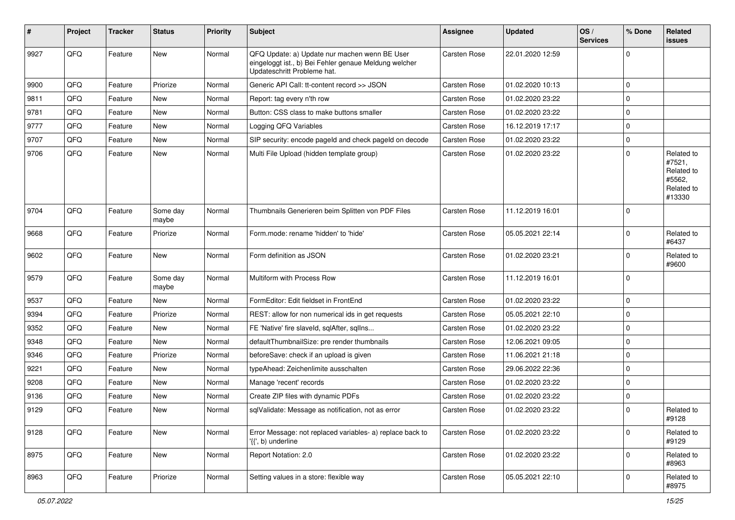| # | Project | Tracker | Status | Priority | Subject | Assignee | Updated | OS / Services | % Done | Related issues |
|---|---|---|---|---|---|---|---|---|---|---|
| 9927 | QFQ | Feature | New | Normal | QFQ Update: a) Update nur machen wenn BE User eingeloggt ist., b) Bei Fehler genaue Meldung welcher Updateschritt Probleme hat. | Carsten Rose | 22.01.2020 12:59 | | 0 | |
| 9900 | QFQ | Feature | Priorize | Normal | Generic API Call: tt-content record >> JSON | Carsten Rose | 01.02.2020 10:13 | | 0 | |
| 9811 | QFQ | Feature | New | Normal | Report: tag every n'th row | Carsten Rose | 01.02.2020 23:22 | | 0 | |
| 9781 | QFQ | Feature | New | Normal | Button: CSS class to make buttons smaller | Carsten Rose | 01.02.2020 23:22 | | 0 | |
| 9777 | QFQ | Feature | New | Normal | Logging QFQ Variables | Carsten Rose | 16.12.2019 17:17 | | 0 | |
| 9707 | QFQ | Feature | New | Normal | SIP security: encode pageId and check pageId on decode | Carsten Rose | 01.02.2020 23:22 | | 0 | |
| 9706 | QFQ | Feature | New | Normal | Multi File Upload (hidden template group) | Carsten Rose | 01.02.2020 23:22 | | 0 | Related to #7521, Related to #5562, Related to #13330 |
| 9704 | QFQ | Feature | Some day maybe | Normal | Thumbnails Generieren beim Splitten von PDF Files | Carsten Rose | 11.12.2019 16:01 | | 0 | |
| 9668 | QFQ | Feature | Priorize | Normal | Form.mode: rename 'hidden' to 'hide' | Carsten Rose | 05.05.2021 22:14 | | 0 | Related to #6437 |
| 9602 | QFQ | Feature | New | Normal | Form definition as JSON | Carsten Rose | 01.02.2020 23:21 | | 0 | Related to #9600 |
| 9579 | QFQ | Feature | Some day maybe | Normal | Multiform with Process Row | Carsten Rose | 11.12.2019 16:01 | | 0 | |
| 9537 | QFQ | Feature | New | Normal | FormEditor: Edit fieldset in FrontEnd | Carsten Rose | 01.02.2020 23:22 | | 0 | |
| 9394 | QFQ | Feature | Priorize | Normal | REST: allow for non numerical ids in get requests | Carsten Rose | 05.05.2021 22:10 | | 0 | |
| 9352 | QFQ | Feature | New | Normal | FE 'Native' fire slaveId, sqlAfter, sqlIns... | Carsten Rose | 01.02.2020 23:22 | | 0 | |
| 9348 | QFQ | Feature | New | Normal | defaultThumbnailSize: pre render thumbnails | Carsten Rose | 12.06.2021 09:05 | | 0 | |
| 9346 | QFQ | Feature | Priorize | Normal | beforeSave: check if an upload is given | Carsten Rose | 11.06.2021 21:18 | | 0 | |
| 9221 | QFQ | Feature | New | Normal | typeAhead: Zeichenlimite ausschalten | Carsten Rose | 29.06.2022 22:36 | | 0 | |
| 9208 | QFQ | Feature | New | Normal | Manage 'recent' records | Carsten Rose | 01.02.2020 23:22 | | 0 | |
| 9136 | QFQ | Feature | New | Normal | Create ZIP files with dynamic PDFs | Carsten Rose | 01.02.2020 23:22 | | 0 | |
| 9129 | QFQ | Feature | New | Normal | sqlValidate: Message as notification, not as error | Carsten Rose | 01.02.2020 23:22 | | 0 | Related to #9128 |
| 9128 | QFQ | Feature | New | Normal | Error Message: not replaced variables- a) replace back to '{{', b) underline | Carsten Rose | 01.02.2020 23:22 | | 0 | Related to #9129 |
| 8975 | QFQ | Feature | New | Normal | Report Notation: 2.0 | Carsten Rose | 01.02.2020 23:22 | | 0 | Related to #8963 |
| 8963 | QFQ | Feature | Priorize | Normal | Setting values in a store: flexible way | Carsten Rose | 05.05.2021 22:10 | | 0 | Related to #8975 |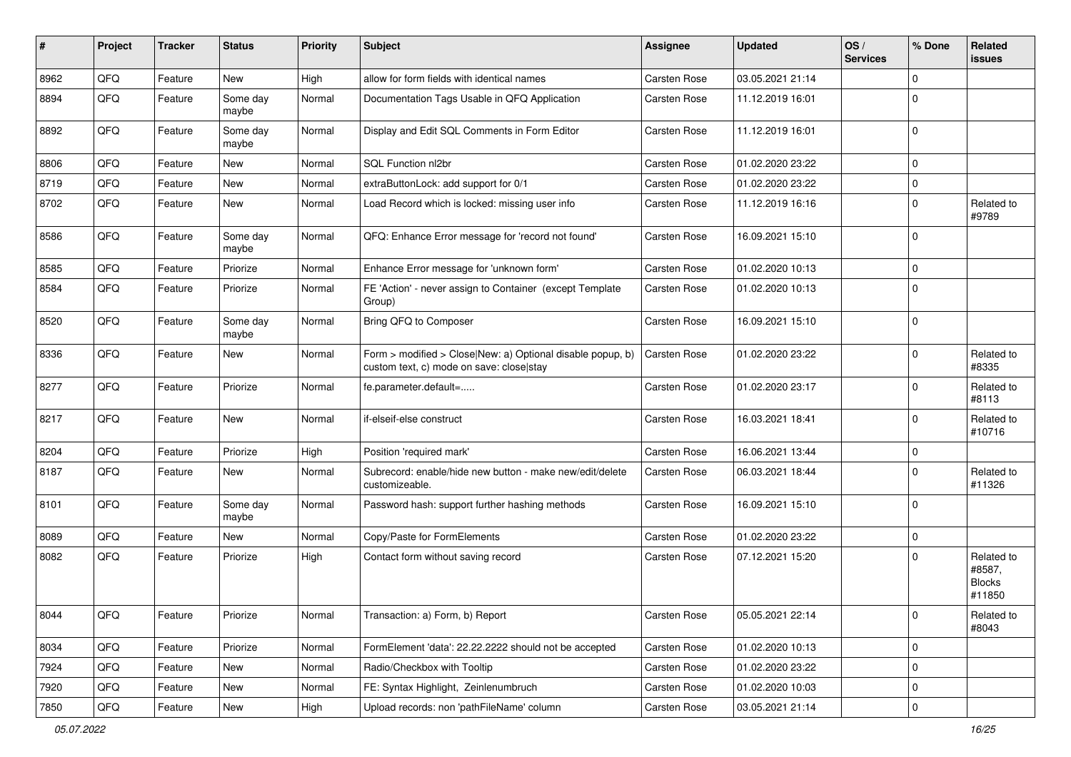| # | Project | Tracker | Status | Priority | Subject | Assignee | Updated | OS / Services | % Done | Related issues |
|---|---|---|---|---|---|---|---|---|---|---|
| 8962 | QFQ | Feature | New | High | allow for form fields with identical names | Carsten Rose | 03.05.2021 21:14 | | 0 | |
| 8894 | QFQ | Feature | Some day maybe | Normal | Documentation Tags Usable in QFQ Application | Carsten Rose | 11.12.2019 16:01 | | 0 | |
| 8892 | QFQ | Feature | Some day maybe | Normal | Display and Edit SQL Comments in Form Editor | Carsten Rose | 11.12.2019 16:01 | | 0 | |
| 8806 | QFQ | Feature | New | Normal | SQL Function nl2br | Carsten Rose | 01.02.2020 23:22 | | 0 | |
| 8719 | QFQ | Feature | New | Normal | extraButtonLock: add support for 0/1 | Carsten Rose | 01.02.2020 23:22 | | 0 | |
| 8702 | QFQ | Feature | New | Normal | Load Record which is locked: missing user info | Carsten Rose | 11.12.2019 16:16 | | 0 | Related to #9789 |
| 8586 | QFQ | Feature | Some day maybe | Normal | QFQ: Enhance Error message for 'record not found' | Carsten Rose | 16.09.2021 15:10 | | 0 | |
| 8585 | QFQ | Feature | Priorize | Normal | Enhance Error message for 'unknown form' | Carsten Rose | 01.02.2020 10:13 | | 0 | |
| 8584 | QFQ | Feature | Priorize | Normal | FE 'Action' - never assign to Container (except Template Group) | Carsten Rose | 01.02.2020 10:13 | | 0 | |
| 8520 | QFQ | Feature | Some day maybe | Normal | Bring QFQ to Composer | Carsten Rose | 16.09.2021 15:10 | | 0 | |
| 8336 | QFQ | Feature | New | Normal | Form > modified > Close\|New: a) Optional disable popup, b) custom text, c) mode on save: close\|stay | Carsten Rose | 01.02.2020 23:22 | | 0 | Related to #8335 |
| 8277 | QFQ | Feature | Priorize | Normal | fe.parameter.default=..... | Carsten Rose | 01.02.2020 23:17 | | 0 | Related to #8113 |
| 8217 | QFQ | Feature | New | Normal | if-elseif-else construct | Carsten Rose | 16.03.2021 18:41 | | 0 | Related to #10716 |
| 8204 | QFQ | Feature | Priorize | High | Position 'required mark' | Carsten Rose | 16.06.2021 13:44 | | 0 | |
| 8187 | QFQ | Feature | New | Normal | Subrecord: enable/hide new button - make new/edit/delete customizeable. | Carsten Rose | 06.03.2021 18:44 | | 0 | Related to #11326 |
| 8101 | QFQ | Feature | Some day maybe | Normal | Password hash: support further hashing methods | Carsten Rose | 16.09.2021 15:10 | | 0 | |
| 8089 | QFQ | Feature | New | Normal | Copy/Paste for FormElements | Carsten Rose | 01.02.2020 23:22 | | 0 | |
| 8082 | QFQ | Feature | Priorize | High | Contact form without saving record | Carsten Rose | 07.12.2021 15:20 | | 0 | Related to #8587, Blocks #11850 |
| 8044 | QFQ | Feature | Priorize | Normal | Transaction: a) Form, b) Report | Carsten Rose | 05.05.2021 22:14 | | 0 | Related to #8043 |
| 8034 | QFQ | Feature | Priorize | Normal | FormElement 'data': 22.22.2222 should not be accepted | Carsten Rose | 01.02.2020 10:13 | | 0 | |
| 7924 | QFQ | Feature | New | Normal | Radio/Checkbox with Tooltip | Carsten Rose | 01.02.2020 23:22 | | 0 | |
| 7920 | QFQ | Feature | New | Normal | FE: Syntax Highlight, Zeinlenumbruch | Carsten Rose | 01.02.2020 10:03 | | 0 | |
| 7850 | QFQ | Feature | New | High | Upload records: non 'pathFileName' column | Carsten Rose | 03.05.2021 21:14 | | 0 | |

05.07.2022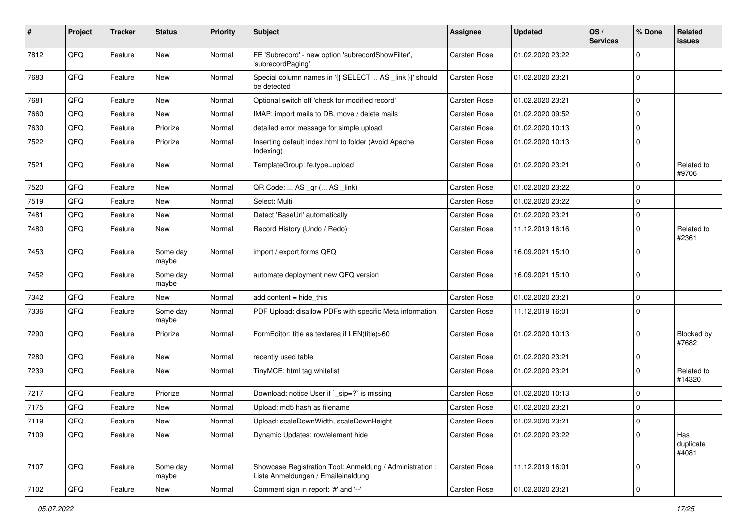| # | Project | Tracker | Status | Priority | Subject | Assignee | Updated | OS / Services | % Done | Related issues |
|---|---|---|---|---|---|---|---|---|---|---|
| 7812 | QFQ | Feature | New | Normal | FE 'Subrecord' - new option 'subrecordShowFilter', 'subrecordPaging' | Carsten Rose | 01.02.2020 23:22 | | 0 | |
| 7683 | QFQ | Feature | New | Normal | Special column names in '{{ SELECT ... AS _link }}' should be detected | Carsten Rose | 01.02.2020 23:21 | | 0 | |
| 7681 | QFQ | Feature | New | Normal | Optional switch off 'check for modified record' | Carsten Rose | 01.02.2020 23:21 | | 0 | |
| 7660 | QFQ | Feature | New | Normal | IMAP: import mails to DB, move / delete mails | Carsten Rose | 01.02.2020 09:52 | | 0 | |
| 7630 | QFQ | Feature | Priorize | Normal | detailed error message for simple upload | Carsten Rose | 01.02.2020 10:13 | | 0 | |
| 7522 | QFQ | Feature | Priorize | Normal | Inserting default index.html to folder (Avoid Apache Indexing) | Carsten Rose | 01.02.2020 10:13 | | 0 | |
| 7521 | QFQ | Feature | New | Normal | TemplateGroup: fe.type=upload | Carsten Rose | 01.02.2020 23:21 | | 0 | Related to #9706 |
| 7520 | QFQ | Feature | New | Normal | QR Code: ... AS _qr ( ... AS _link) | Carsten Rose | 01.02.2020 23:22 | | 0 | |
| 7519 | QFQ | Feature | New | Normal | Select: Multi | Carsten Rose | 01.02.2020 23:22 | | 0 | |
| 7481 | QFQ | Feature | New | Normal | Detect 'BaseUrl' automatically | Carsten Rose | 01.02.2020 23:21 | | 0 | |
| 7480 | QFQ | Feature | New | Normal | Record History (Undo / Redo) | Carsten Rose | 11.12.2019 16:16 | | 0 | Related to #2361 |
| 7453 | QFQ | Feature | Some day maybe | Normal | import / export forms QFQ | Carsten Rose | 16.09.2021 15:10 | | 0 | |
| 7452 | QFQ | Feature | Some day maybe | Normal | automate deployment new QFQ version | Carsten Rose | 16.09.2021 15:10 | | 0 | |
| 7342 | QFQ | Feature | New | Normal | add content = hide_this | Carsten Rose | 01.02.2020 23:21 | | 0 | |
| 7336 | QFQ | Feature | Some day maybe | Normal | PDF Upload: disallow PDFs with specific Meta information | Carsten Rose | 11.12.2019 16:01 | | 0 | |
| 7290 | QFQ | Feature | Priorize | Normal | FormEditor: title as textarea if LEN(title)>60 | Carsten Rose | 01.02.2020 10:13 | | 0 | Blocked by #7682 |
| 7280 | QFQ | Feature | New | Normal | recently used table | Carsten Rose | 01.02.2020 23:21 | | 0 | |
| 7239 | QFQ | Feature | New | Normal | TinyMCE: html tag whitelist | Carsten Rose | 01.02.2020 23:21 | | 0 | Related to #14320 |
| 7217 | QFQ | Feature | Priorize | Normal | Download: notice User if `_sip=?` is missing | Carsten Rose | 01.02.2020 10:13 | | 0 | |
| 7175 | QFQ | Feature | New | Normal | Upload: md5 hash as filename | Carsten Rose | 01.02.2020 23:21 | | 0 | |
| 7119 | QFQ | Feature | New | Normal | Upload: scaleDownWidth, scaleDownHeight | Carsten Rose | 01.02.2020 23:21 | | 0 | |
| 7109 | QFQ | Feature | New | Normal | Dynamic Updates: row/element hide | Carsten Rose | 01.02.2020 23:22 | | 0 | Has duplicate #4081 |
| 7107 | QFQ | Feature | Some day maybe | Normal | Showcase Registration Tool: Anmeldung / Administration : Liste Anmeldungen / Emaileinaldung | Carsten Rose | 11.12.2019 16:01 | | 0 | |
| 7102 | QFQ | Feature | New | Normal | Comment sign in report: '#' and '--' | Carsten Rose | 01.02.2020 23:21 | | 0 | |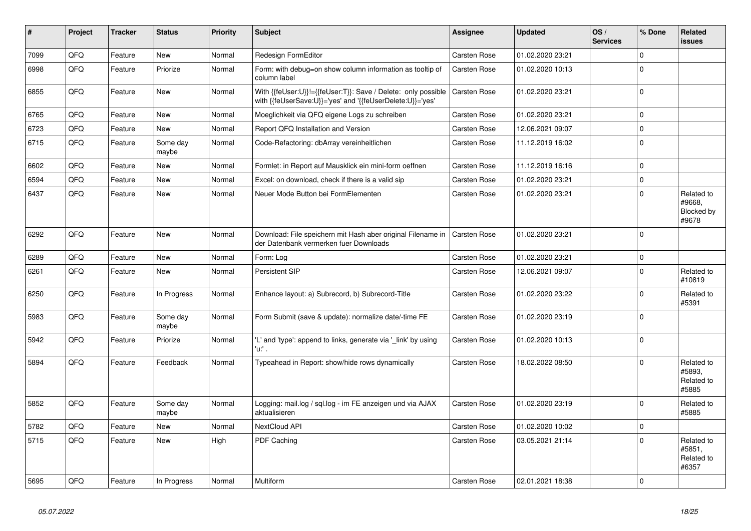| # | Project | Tracker | Status | Priority | Subject | Assignee | Updated | OS / Services | % Done | Related issues |
|---|---|---|---|---|---|---|---|---|---|---|
| 7099 | QFQ | Feature | New | Normal | Redesign FormEditor | Carsten Rose | 01.02.2020 23:21 | | 0 | |
| 6998 | QFQ | Feature | Priorize | Normal | Form: with debug=on show column information as tooltip of column label | Carsten Rose | 01.02.2020 10:13 | | 0 | |
| 6855 | QFQ | Feature | New | Normal | With {{feUser:U}}!={{feUser:T}}: Save / Delete: only possible with {{feUserSave:U}}='yes' and '{{feUserDelete:U}}='yes' | Carsten Rose | 01.02.2020 23:21 | | 0 | |
| 6765 | QFQ | Feature | New | Normal | Moeglichkeit via QFQ eigene Logs zu schreiben | Carsten Rose | 01.02.2020 23:21 | | 0 | |
| 6723 | QFQ | Feature | New | Normal | Report QFQ Installation and Version | Carsten Rose | 12.06.2021 09:07 | | 0 | |
| 6715 | QFQ | Feature | Some day maybe | Normal | Code-Refactoring: dbArray vereinheitlichen | Carsten Rose | 11.12.2019 16:02 | | 0 | |
| 6602 | QFQ | Feature | New | Normal | Formlet: in Report auf Mausklick ein mini-form oeffnen | Carsten Rose | 11.12.2019 16:16 | | 0 | |
| 6594 | QFQ | Feature | New | Normal | Excel: on download, check if there is a valid sip | Carsten Rose | 01.02.2020 23:21 | | 0 | |
| 6437 | QFQ | Feature | New | Normal | Neuer Mode Button bei FormElementen | Carsten Rose | 01.02.2020 23:21 | | 0 | Related to #9668, Blocked by #9678 |
| 6292 | QFQ | Feature | New | Normal | Download: File speichern mit Hash aber original Filename in der Datenbank vermerken fuer Downloads | Carsten Rose | 01.02.2020 23:21 | | 0 | |
| 6289 | QFQ | Feature | New | Normal | Form: Log | Carsten Rose | 01.02.2020 23:21 | | 0 | |
| 6261 | QFQ | Feature | New | Normal | Persistent SIP | Carsten Rose | 12.06.2021 09:07 | | 0 | Related to #10819 |
| 6250 | QFQ | Feature | In Progress | Normal | Enhance layout: a) Subrecord, b) Subrecord-Title | Carsten Rose | 01.02.2020 23:22 | | 0 | Related to #5391 |
| 5983 | QFQ | Feature | Some day maybe | Normal | Form Submit (save & update): normalize date/-time FE | Carsten Rose | 01.02.2020 23:19 | | 0 | |
| 5942 | QFQ | Feature | Priorize | Normal | 'L' and 'type': append to links, generate via '_link' by using 'u:' . | Carsten Rose | 01.02.2020 10:13 | | 0 | |
| 5894 | QFQ | Feature | Feedback | Normal | Typeahead in Report: show/hide rows dynamically | Carsten Rose | 18.02.2022 08:50 | | 0 | Related to #5893, Related to #5885 |
| 5852 | QFQ | Feature | Some day maybe | Normal | Logging: mail.log / sql.log - im FE anzeigen und via AJAX aktualisieren | Carsten Rose | 01.02.2020 23:19 | | 0 | Related to #5885 |
| 5782 | QFQ | Feature | New | Normal | NextCloud API | Carsten Rose | 01.02.2020 10:02 | | 0 | |
| 5715 | QFQ | Feature | New | High | PDF Caching | Carsten Rose | 03.05.2021 21:14 | | 0 | Related to #5851, Related to #6357 |
| 5695 | QFQ | Feature | In Progress | Normal | Multiform | Carsten Rose | 02.01.2021 18:38 | | 0 | |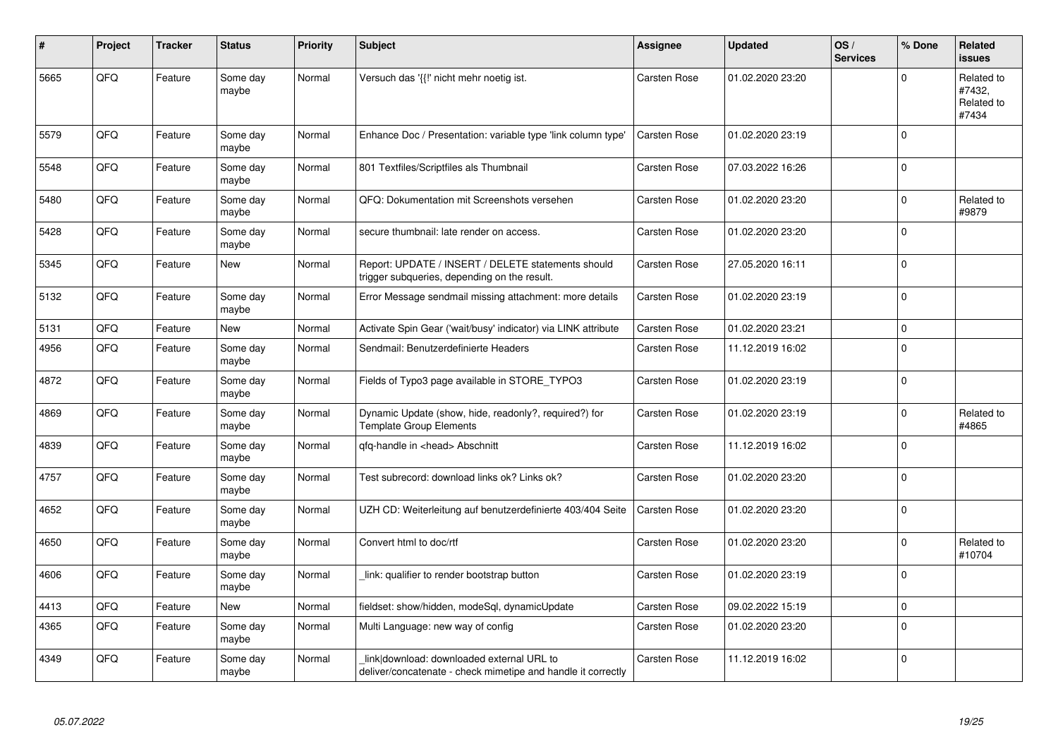| # | Project | Tracker | Status | Priority | Subject | Assignee | Updated | OS / Services | % Done | Related issues |
|---|---|---|---|---|---|---|---|---|---|---|
| 5665 | QFQ | Feature | Some day maybe | Normal | Versuch das '{{!' nicht mehr noetig ist. | Carsten Rose | 01.02.2020 23:20 | | 0 | Related to #7432, Related to #7434 |
| 5579 | QFQ | Feature | Some day maybe | Normal | Enhance Doc / Presentation: variable type 'link column type' | Carsten Rose | 01.02.2020 23:19 | | 0 | |
| 5548 | QFQ | Feature | Some day maybe | Normal | 801 Textfiles/Scriptfiles als Thumbnail | Carsten Rose | 07.03.2022 16:26 | | 0 | |
| 5480 | QFQ | Feature | Some day maybe | Normal | QFQ: Dokumentation mit Screenshots versehen | Carsten Rose | 01.02.2020 23:20 | | 0 | Related to #9879 |
| 5428 | QFQ | Feature | Some day maybe | Normal | secure thumbnail: late render on access. | Carsten Rose | 01.02.2020 23:20 | | 0 | |
| 5345 | QFQ | Feature | New | Normal | Report: UPDATE / INSERT / DELETE statements should trigger subqueries, depending on the result. | Carsten Rose | 27.05.2020 16:11 | | 0 | |
| 5132 | QFQ | Feature | Some day maybe | Normal | Error Message sendmail missing attachment: more details | Carsten Rose | 01.02.2020 23:19 | | 0 | |
| 5131 | QFQ | Feature | New | Normal | Activate Spin Gear ('wait/busy' indicator) via LINK attribute | Carsten Rose | 01.02.2020 23:21 | | 0 | |
| 4956 | QFQ | Feature | Some day maybe | Normal | Sendmail: Benutzerdefinierte Headers | Carsten Rose | 11.12.2019 16:02 | | 0 | |
| 4872 | QFQ | Feature | Some day maybe | Normal | Fields of Typo3 page available in STORE_TYPO3 | Carsten Rose | 01.02.2020 23:19 | | 0 | |
| 4869 | QFQ | Feature | Some day maybe | Normal | Dynamic Update (show, hide, readonly?, required?) for Template Group Elements | Carsten Rose | 01.02.2020 23:19 | | 0 | Related to #4865 |
| 4839 | QFQ | Feature | Some day maybe | Normal | qfq-handle in <head> Abschnitt | Carsten Rose | 11.12.2019 16:02 | | 0 | |
| 4757 | QFQ | Feature | Some day maybe | Normal | Test subrecord: download links ok? Links ok? | Carsten Rose | 01.02.2020 23:20 | | 0 | |
| 4652 | QFQ | Feature | Some day maybe | Normal | UZH CD: Weiterleitung auf benutzerdefinierte 403/404 Seite | Carsten Rose | 01.02.2020 23:20 | | 0 | |
| 4650 | QFQ | Feature | Some day maybe | Normal | Convert html to doc/rtf | Carsten Rose | 01.02.2020 23:20 | | 0 | Related to #10704 |
| 4606 | QFQ | Feature | Some day maybe | Normal | _link: qualifier to render bootstrap button | Carsten Rose | 01.02.2020 23:19 | | 0 | |
| 4413 | QFQ | Feature | New | Normal | fieldset: show/hidden, modeSql, dynamicUpdate | Carsten Rose | 09.02.2022 15:19 | | 0 | |
| 4365 | QFQ | Feature | Some day maybe | Normal | Multi Language: new way of config | Carsten Rose | 01.02.2020 23:20 | | 0 | |
| 4349 | QFQ | Feature | Some day maybe | Normal | _link\|download: downloaded external URL to deliver/concatenate - check mimetipe and handle it correctly | Carsten Rose | 11.12.2019 16:02 | | 0 | |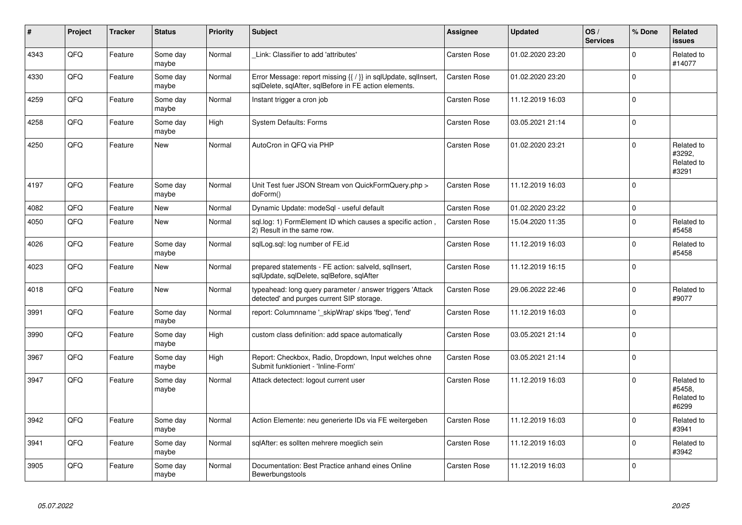| # | Project | Tracker | Status | Priority | Subject | Assignee | Updated | OS / Services | % Done | Related issues |
|---|---|---|---|---|---|---|---|---|---|---|
| 4343 | QFQ | Feature | Some day maybe | Normal | _Link: Classifier to add 'attributes' | Carsten Rose | 01.02.2020 23:20 | | 0 | Related to #14077 |
| 4330 | QFQ | Feature | Some day maybe | Normal | Error Message: report missing {{ / }} in sqlUpdate, sqlInsert, sqlDelete, sqlAfter, sqlBefore in FE action elements. | Carsten Rose | 01.02.2020 23:20 | | 0 | |
| 4259 | QFQ | Feature | Some day maybe | Normal | Instant trigger a cron job | Carsten Rose | 11.12.2019 16:03 | | 0 | |
| 4258 | QFQ | Feature | Some day maybe | High | System Defaults: Forms | Carsten Rose | 03.05.2021 21:14 | | 0 | |
| 4250 | QFQ | Feature | New | Normal | AutoCron in QFQ via PHP | Carsten Rose | 01.02.2020 23:21 | | 0 | Related to #3292, Related to #3291 |
| 4197 | QFQ | Feature | Some day maybe | Normal | Unit Test fuer JSON Stream von QuickFormQuery.php > doForm() | Carsten Rose | 11.12.2019 16:03 | | 0 | |
| 4082 | QFQ | Feature | New | Normal | Dynamic Update: modeSql - useful default | Carsten Rose | 01.02.2020 23:22 | | 0 | |
| 4050 | QFQ | Feature | New | Normal | sql.log: 1) FormElement ID which causes a specific action , 2) Result in the same row. | Carsten Rose | 15.04.2020 11:35 | | 0 | Related to #5458 |
| 4026 | QFQ | Feature | Some day maybe | Normal | sqlLog.sql: log number of FE.id | Carsten Rose | 11.12.2019 16:03 | | 0 | Related to #5458 |
| 4023 | QFQ | Feature | New | Normal | prepared statements - FE action: salveld, sqlInsert, sqlUpdate, sqlDelete, sqlBefore, sqlAfter | Carsten Rose | 11.12.2019 16:15 | | 0 | |
| 4018 | QFQ | Feature | New | Normal | typeahead: long query parameter / answer triggers 'Attack detected' and purges current SIP storage. | Carsten Rose | 29.06.2022 22:46 | | 0 | Related to #9077 |
| 3991 | QFQ | Feature | Some day maybe | Normal | report: Columnname '_skipWrap' skips 'fbeg', 'fend' | Carsten Rose | 11.12.2019 16:03 | | 0 | |
| 3990 | QFQ | Feature | Some day maybe | High | custom class definition: add space automatically | Carsten Rose | 03.05.2021 21:14 | | 0 | |
| 3967 | QFQ | Feature | Some day maybe | High | Report: Checkbox, Radio, Dropdown, Input welches ohne Submit funktioniert - 'Inline-Form' | Carsten Rose | 03.05.2021 21:14 | | 0 | |
| 3947 | QFQ | Feature | Some day maybe | Normal | Attack detectect: logout current user | Carsten Rose | 11.12.2019 16:03 | | 0 | Related to #5458, Related to #6299 |
| 3942 | QFQ | Feature | Some day maybe | Normal | Action Elemente: neu generierte IDs via FE weitergeben | Carsten Rose | 11.12.2019 16:03 | | 0 | Related to #3941 |
| 3941 | QFQ | Feature | Some day maybe | Normal | sqlAfter: es sollten mehrere moeglich sein | Carsten Rose | 11.12.2019 16:03 | | 0 | Related to #3942 |
| 3905 | QFQ | Feature | Some day maybe | Normal | Documentation: Best Practice anhand eines Online Bewerbungstools | Carsten Rose | 11.12.2019 16:03 | | 0 | |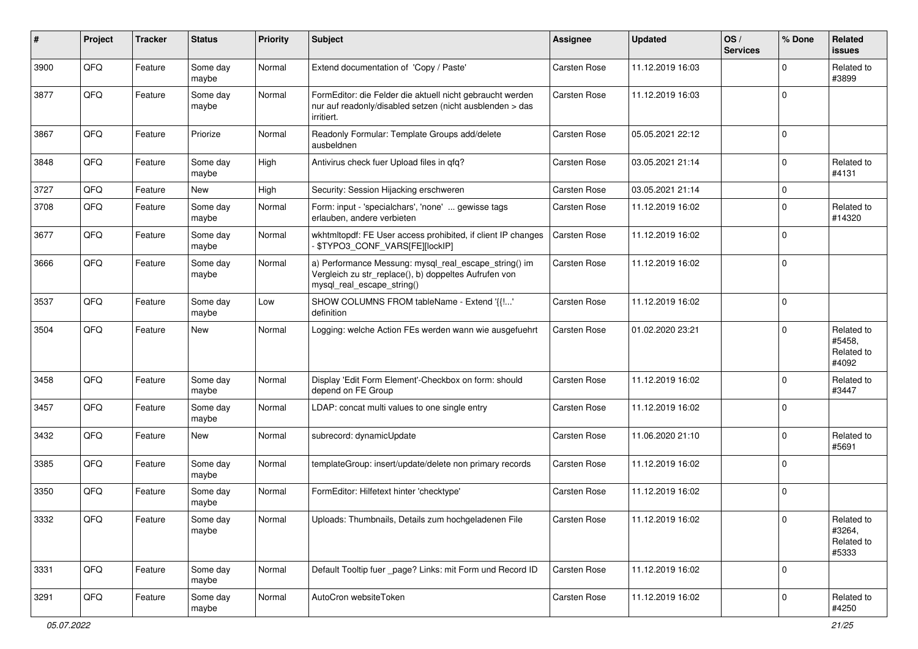| # | Project | Tracker | Status | Priority | Subject | Assignee | Updated | OS / Services | % Done | Related issues |
|---|---|---|---|---|---|---|---|---|---|---|
| 3900 | QFQ | Feature | Some day maybe | Normal | Extend documentation of 'Copy / Paste' | Carsten Rose | 11.12.2019 16:03 | | 0 | Related to #3899 |
| 3877 | QFQ | Feature | Some day maybe | Normal | FormEditor: die Felder die aktuell nicht gebraucht werden nur auf readonly/disabled setzen (nicht ausblenden > das irritiert. | Carsten Rose | 11.12.2019 16:03 | | 0 | |
| 3867 | QFQ | Feature | Priorize | Normal | Readonly Formular: Template Groups add/delete ausbeldnen | Carsten Rose | 05.05.2021 22:12 | | 0 | |
| 3848 | QFQ | Feature | Some day maybe | High | Antivirus check fuer Upload files in qfq? | Carsten Rose | 03.05.2021 21:14 | | 0 | Related to #4131 |
| 3727 | QFQ | Feature | New | High | Security: Session Hijacking erschweren | Carsten Rose | 03.05.2021 21:14 | | 0 | |
| 3708 | QFQ | Feature | Some day maybe | Normal | Form: input - 'specialchars', 'none' ... gewisse tags erlauben, andere verbieten | Carsten Rose | 11.12.2019 16:02 | | 0 | Related to #14320 |
| 3677 | QFQ | Feature | Some day maybe | Normal | wkhtmltopdf: FE User access prohibited, if client IP changes - $TYPO3_CONF_VARS[FE][lockIP] | Carsten Rose | 11.12.2019 16:02 | | 0 | |
| 3666 | QFQ | Feature | Some day maybe | Normal | a) Performance Messung: mysql_real_escape_string() im Vergleich zu str_replace(), b) doppeltes Aufrufen von mysql_real_escape_string() | Carsten Rose | 11.12.2019 16:02 | | 0 | |
| 3537 | QFQ | Feature | Some day maybe | Low | SHOW COLUMNS FROM tableName - Extend '{{!...' definition | Carsten Rose | 11.12.2019 16:02 | | 0 | |
| 3504 | QFQ | Feature | New | Normal | Logging: welche Action FEs werden wann wie ausgefuehrt | Carsten Rose | 01.02.2020 23:21 | | 0 | Related to #5458, Related to #4092 |
| 3458 | QFQ | Feature | Some day maybe | Normal | Display 'Edit Form Element'-Checkbox on form: should depend on FE Group | Carsten Rose | 11.12.2019 16:02 | | 0 | Related to #3447 |
| 3457 | QFQ | Feature | Some day maybe | Normal | LDAP: concat multi values to one single entry | Carsten Rose | 11.12.2019 16:02 | | 0 | |
| 3432 | QFQ | Feature | New | Normal | subrecord: dynamicUpdate | Carsten Rose | 11.06.2020 21:10 | | 0 | Related to #5691 |
| 3385 | QFQ | Feature | Some day maybe | Normal | templateGroup: insert/update/delete non primary records | Carsten Rose | 11.12.2019 16:02 | | 0 | |
| 3350 | QFQ | Feature | Some day maybe | Normal | FormEditor: Hilfetext hinter 'checktype' | Carsten Rose | 11.12.2019 16:02 | | 0 | |
| 3332 | QFQ | Feature | Some day maybe | Normal | Uploads: Thumbnails, Details zum hochgeladenen File | Carsten Rose | 11.12.2019 16:02 | | 0 | Related to #3264, Related to #5333 |
| 3331 | QFQ | Feature | Some day maybe | Normal | Default Tooltip fuer _page? Links: mit Form und Record ID | Carsten Rose | 11.12.2019 16:02 | | 0 | |
| 3291 | QFQ | Feature | Some day maybe | Normal | AutoCron websiteToken | Carsten Rose | 11.12.2019 16:02 | | 0 | Related to #4250 |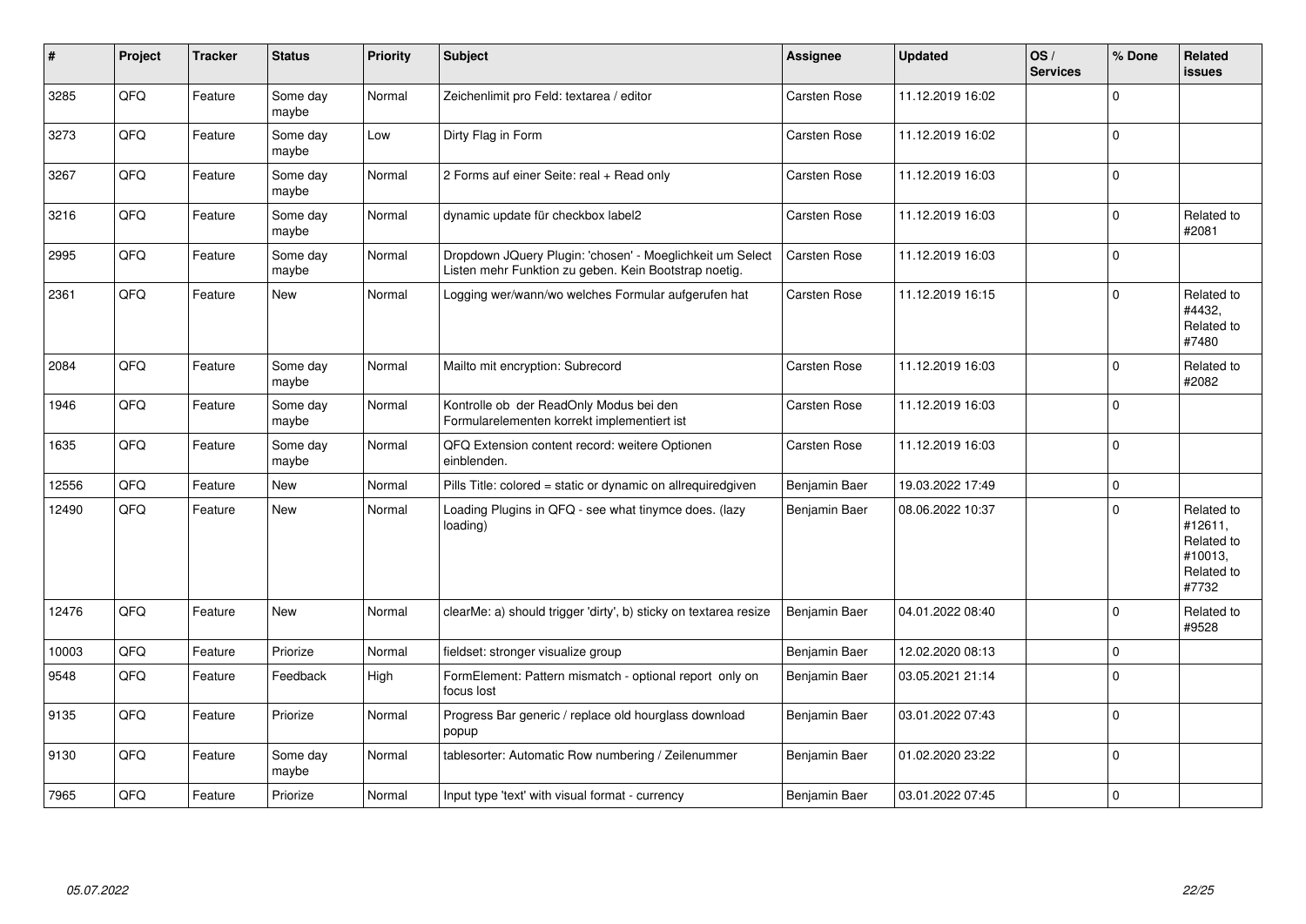| # | Project | Tracker | Status | Priority | Subject | Assignee | Updated | OS / Services | % Done | Related issues |
|---|---|---|---|---|---|---|---|---|---|---|
| 3285 | QFQ | Feature | Some day maybe | Normal | Zeichenlimit pro Feld: textarea / editor | Carsten Rose | 11.12.2019 16:02 | | 0 | |
| 3273 | QFQ | Feature | Some day maybe | Low | Dirty Flag in Form | Carsten Rose | 11.12.2019 16:02 | | 0 | |
| 3267 | QFQ | Feature | Some day maybe | Normal | 2 Forms auf einer Seite: real + Read only | Carsten Rose | 11.12.2019 16:03 | | 0 | |
| 3216 | QFQ | Feature | Some day maybe | Normal | dynamic update für checkbox label2 | Carsten Rose | 11.12.2019 16:03 | | 0 | Related to #2081 |
| 2995 | QFQ | Feature | Some day maybe | Normal | Dropdown JQuery Plugin: 'chosen' - Moeglichkeit um Select Listen mehr Funktion zu geben. Kein Bootstrap noetig. | Carsten Rose | 11.12.2019 16:03 | | 0 | |
| 2361 | QFQ | Feature | New | Normal | Logging wer/wann/wo welches Formular aufgerufen hat | Carsten Rose | 11.12.2019 16:15 | | 0 | Related to #4432, Related to #7480 |
| 2084 | QFQ | Feature | Some day maybe | Normal | Mailto mit encryption: Subrecord | Carsten Rose | 11.12.2019 16:03 | | 0 | Related to #2082 |
| 1946 | QFQ | Feature | Some day maybe | Normal | Kontrolle ob der ReadOnly Modus bei den Formularelementen korrekt implementiert ist | Carsten Rose | 11.12.2019 16:03 | | 0 | |
| 1635 | QFQ | Feature | Some day maybe | Normal | QFQ Extension content record: weitere Optionen einblenden. | Carsten Rose | 11.12.2019 16:03 | | 0 | |
| 12556 | QFQ | Feature | New | Normal | Pills Title: colored = static or dynamic on allrequiredgiven | Benjamin Baer | 19.03.2022 17:49 | | 0 | |
| 12490 | QFQ | Feature | New | Normal | Loading Plugins in QFQ - see what tinymce does. (lazy loading) | Benjamin Baer | 08.06.2022 10:37 | | 0 | Related to #12611, Related to #10013, Related to #7732 |
| 12476 | QFQ | Feature | New | Normal | clearMe: a) should trigger 'dirty', b) sticky on textarea resize | Benjamin Baer | 04.01.2022 08:40 | | 0 | Related to #9528 |
| 10003 | QFQ | Feature | Priorize | Normal | fieldset: stronger visualize group | Benjamin Baer | 12.02.2020 08:13 | | 0 | |
| 9548 | QFQ | Feature | Feedback | High | FormElement: Pattern mismatch - optional report only on focus lost | Benjamin Baer | 03.05.2021 21:14 | | 0 | |
| 9135 | QFQ | Feature | Priorize | Normal | Progress Bar generic / replace old hourglass download popup | Benjamin Baer | 03.01.2022 07:43 | | 0 | |
| 9130 | QFQ | Feature | Some day maybe | Normal | tablesorter: Automatic Row numbering / Zeilenummer | Benjamin Baer | 01.02.2020 23:22 | | 0 | |
| 7965 | QFQ | Feature | Priorize | Normal | Input type 'text' with visual format - currency | Benjamin Baer | 03.01.2022 07:45 | | 0 | |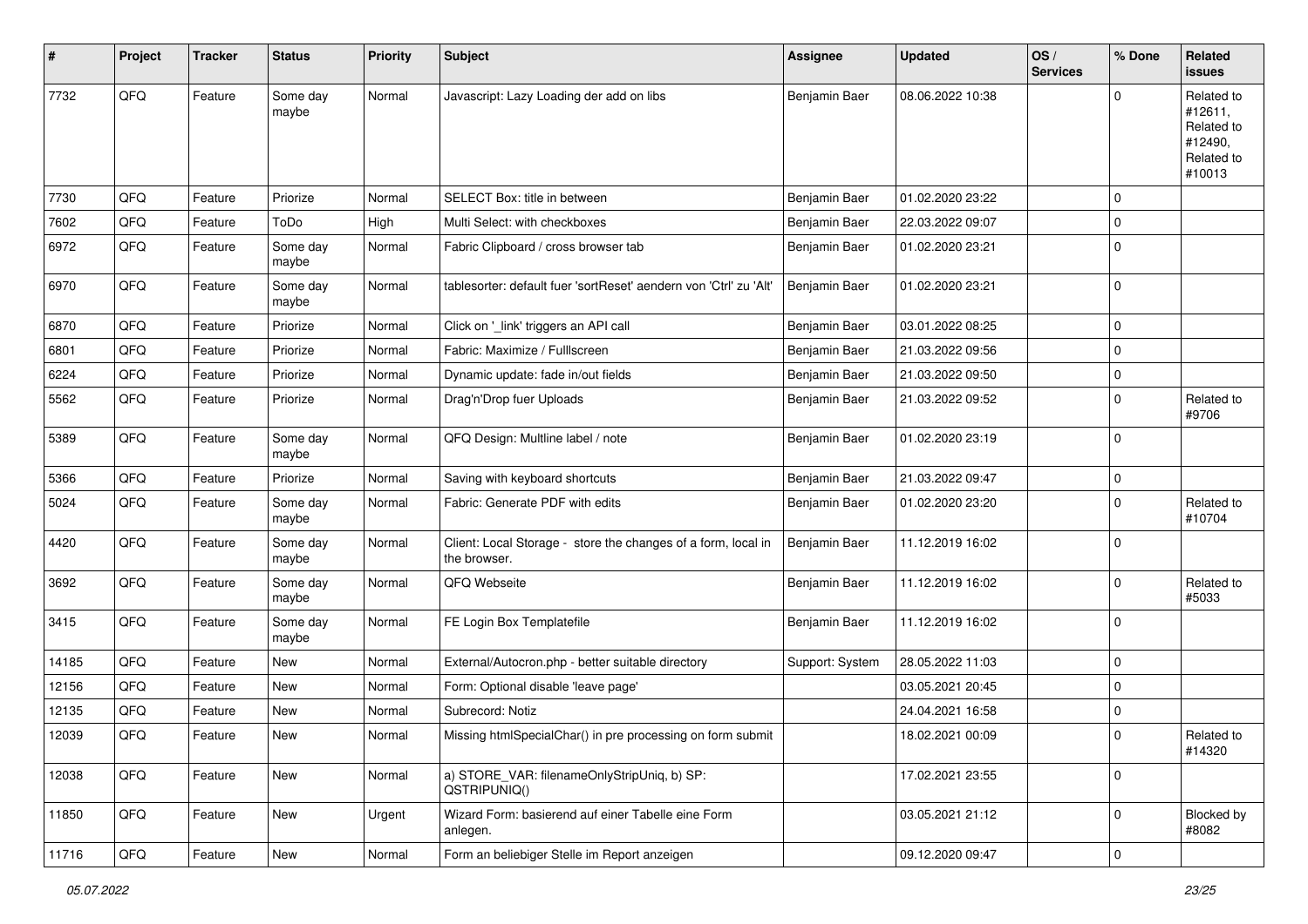| # | Project | Tracker | Status | Priority | Subject | Assignee | Updated | OS / Services | % Done | Related issues |
|---|---|---|---|---|---|---|---|---|---|---|
| 7732 | QFQ | Feature | Some day maybe | Normal | Javascript: Lazy Loading der add on libs | Benjamin Baer | 08.06.2022 10:38 | | 0 | Related to #12611, Related to #12490, Related to #10013 |
| 7730 | QFQ | Feature | Priorize | Normal | SELECT Box: title in between | Benjamin Baer | 01.02.2020 23:22 | | 0 | |
| 7602 | QFQ | Feature | ToDo | High | Multi Select: with checkboxes | Benjamin Baer | 22.03.2022 09:07 | | 0 | |
| 6972 | QFQ | Feature | Some day maybe | Normal | Fabric Clipboard / cross browser tab | Benjamin Baer | 01.02.2020 23:21 | | 0 | |
| 6970 | QFQ | Feature | Some day maybe | Normal | tablesorter: default fuer 'sortReset' aendern von 'Ctrl' zu 'Alt' | Benjamin Baer | 01.02.2020 23:21 | | 0 | |
| 6870 | QFQ | Feature | Priorize | Normal | Click on '_link' triggers an API call | Benjamin Baer | 03.01.2022 08:25 | | 0 | |
| 6801 | QFQ | Feature | Priorize | Normal | Fabric: Maximize / Fulllscreen | Benjamin Baer | 21.03.2022 09:56 | | 0 | |
| 6224 | QFQ | Feature | Priorize | Normal | Dynamic update: fade in/out fields | Benjamin Baer | 21.03.2022 09:50 | | 0 | |
| 5562 | QFQ | Feature | Priorize | Normal | Drag'n'Drop fuer Uploads | Benjamin Baer | 21.03.2022 09:52 | | 0 | Related to #9706 |
| 5389 | QFQ | Feature | Some day maybe | Normal | QFQ Design: Multline label / note | Benjamin Baer | 01.02.2020 23:19 | | 0 | |
| 5366 | QFQ | Feature | Priorize | Normal | Saving with keyboard shortcuts | Benjamin Baer | 21.03.2022 09:47 | | 0 | |
| 5024 | QFQ | Feature | Some day maybe | Normal | Fabric: Generate PDF with edits | Benjamin Baer | 01.02.2020 23:20 | | 0 | Related to #10704 |
| 4420 | QFQ | Feature | Some day maybe | Normal | Client: Local Storage - store the changes of a form, local in the browser. | Benjamin Baer | 11.12.2019 16:02 | | 0 | |
| 3692 | QFQ | Feature | Some day maybe | Normal | QFQ Webseite | Benjamin Baer | 11.12.2019 16:02 | | 0 | Related to #5033 |
| 3415 | QFQ | Feature | Some day maybe | Normal | FE Login Box Templatefile | Benjamin Baer | 11.12.2019 16:02 | | 0 | |
| 14185 | QFQ | Feature | New | Normal | External/Autocron.php - better suitable directory | Support: System | 28.05.2022 11:03 | | 0 | |
| 12156 | QFQ | Feature | New | Normal | Form: Optional disable 'leave page' | | 03.05.2021 20:45 | | 0 | |
| 12135 | QFQ | Feature | New | Normal | Subrecord: Notiz | | 24.04.2021 16:58 | | 0 | |
| 12039 | QFQ | Feature | New | Normal | Missing htmlSpecialChar() in pre processing on form submit | | 18.02.2021 00:09 | | 0 | Related to #14320 |
| 12038 | QFQ | Feature | New | Normal | a) STORE_VAR: filenameOnlyStripUniq, b) SP: QSTRIPUNIQ() | | 17.02.2021 23:55 | | 0 | |
| 11850 | QFQ | Feature | New | Urgent | Wizard Form: basierend auf einer Tabelle eine Form anlegen. | | 03.05.2021 21:12 | | 0 | Blocked by #8082 |
| 11716 | QFQ | Feature | New | Normal | Form an beliebiger Stelle im Report anzeigen | | 09.12.2020 09:47 | | 0 | |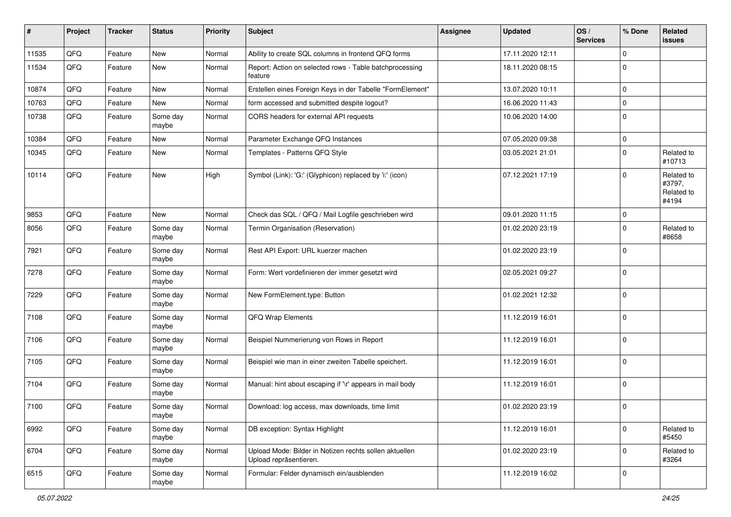| # | Project | Tracker | Status | Priority | Subject | Assignee | Updated | OS / Services | % Done | Related issues |
|---|---|---|---|---|---|---|---|---|---|---|
| 11535 | QFQ | Feature | New | Normal | Ability to create SQL columns in frontend QFQ forms | | 17.11.2020 12:11 | | 0 | |
| 11534 | QFQ | Feature | New | Normal | Report: Action on selected rows - Table batchprocessing feature | | 18.11.2020 08:15 | | 0 | |
| 10874 | QFQ | Feature | New | Normal | Erstellen eines Foreign Keys in der Tabelle "FormElement" | | 13.07.2020 10:11 | | 0 | |
| 10763 | QFQ | Feature | New | Normal | form accessed and submitted despite logout? | | 16.06.2020 11:43 | | 0 | |
| 10738 | QFQ | Feature | Some day maybe | Normal | CORS headers for external API requests | | 10.06.2020 14:00 | | 0 | |
| 10384 | QFQ | Feature | New | Normal | Parameter Exchange QFQ Instances | | 07.05.2020 09:38 | | 0 | |
| 10345 | QFQ | Feature | New | Normal | Templates - Patterns QFQ Style | | 03.05.2021 21:01 | | 0 | Related to #10713 |
| 10114 | QFQ | Feature | New | High | Symbol (Link): 'G:' (Glyphicon) replaced by 'i:' (icon) | | 07.12.2021 17:19 | | 0 | Related to #3797, Related to #4194 |
| 9853 | QFQ | Feature | New | Normal | Check das SQL / QFQ / Mail Logfile geschrieben wird | | 09.01.2020 11:15 | | 0 | |
| 8056 | QFQ | Feature | Some day maybe | Normal | Termin Organisation (Reservation) | | 01.02.2020 23:19 | | 0 | Related to #8658 |
| 7921 | QFQ | Feature | Some day maybe | Normal | Rest API Export: URL kuerzer machen | | 01.02.2020 23:19 | | 0 | |
| 7278 | QFQ | Feature | Some day maybe | Normal | Form: Wert vordefinieren der immer gesetzt wird | | 02.05.2021 09:27 | | 0 | |
| 7229 | QFQ | Feature | Some day maybe | Normal | New FormElement.type: Button | | 01.02.2021 12:32 | | 0 | |
| 7108 | QFQ | Feature | Some day maybe | Normal | QFQ Wrap Elements | | 11.12.2019 16:01 | | 0 | |
| 7106 | QFQ | Feature | Some day maybe | Normal | Beispiel Nummerierung von Rows in Report | | 11.12.2019 16:01 | | 0 | |
| 7105 | QFQ | Feature | Some day maybe | Normal | Beispiel wie man in einer zweiten Tabelle speichert. | | 11.12.2019 16:01 | | 0 | |
| 7104 | QFQ | Feature | Some day maybe | Normal | Manual: hint about escaping if '\r' appears in mail body | | 11.12.2019 16:01 | | 0 | |
| 7100 | QFQ | Feature | Some day maybe | Normal | Download: log access, max downloads, time limit | | 01.02.2020 23:19 | | 0 | |
| 6992 | QFQ | Feature | Some day maybe | Normal | DB exception: Syntax Highlight | | 11.12.2019 16:01 | | 0 | Related to #5450 |
| 6704 | QFQ | Feature | Some day maybe | Normal | Upload Mode: Bilder in Notizen rechts sollen aktuellen Upload repräsentieren. | | 01.02.2020 23:19 | | 0 | Related to #3264 |
| 6515 | QFQ | Feature | Some day maybe | Normal | Formular: Felder dynamisch ein/ausblenden | | 11.12.2019 16:02 | | 0 | |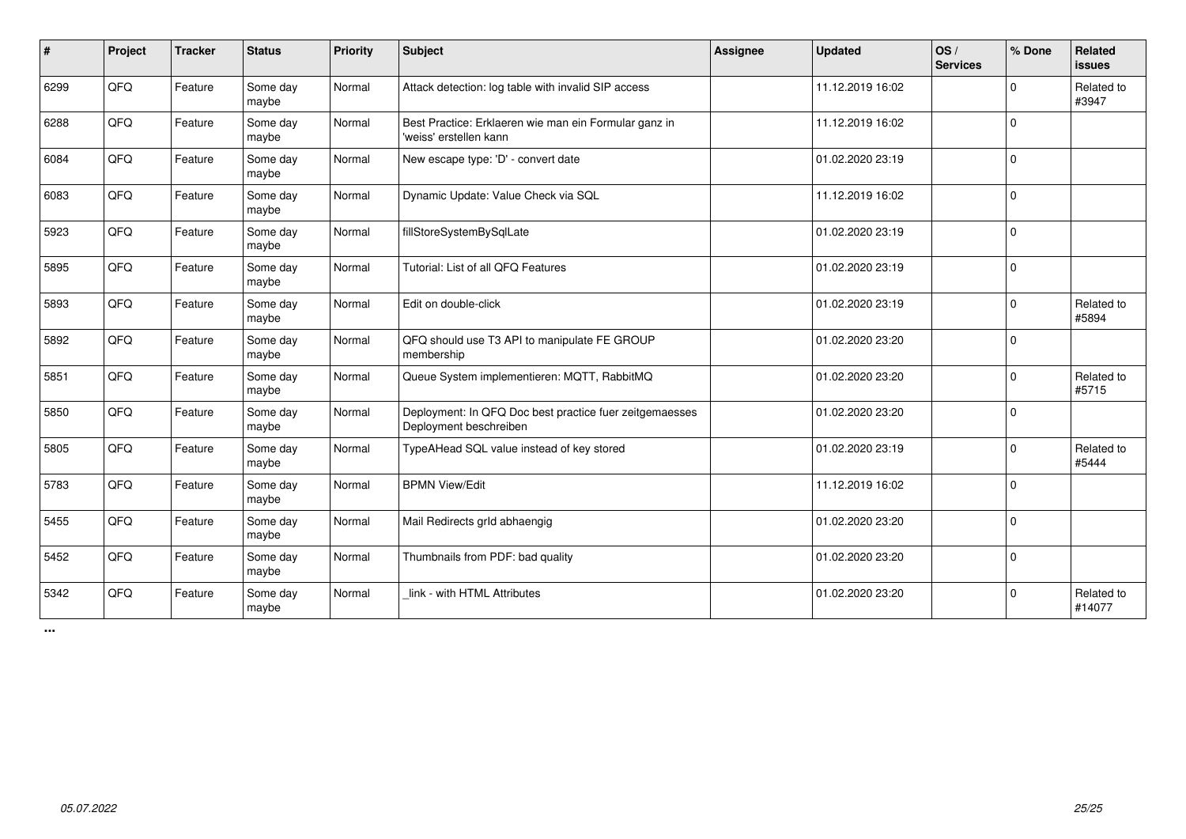| # | Project | Tracker | Status | Priority | Subject | Assignee | Updated | OS / Services | % Done | Related issues |
|---|---|---|---|---|---|---|---|---|---|---|
| 6299 | QFQ | Feature | Some day maybe | Normal | Attack detection: log table with invalid SIP access | | 11.12.2019 16:02 | | 0 | Related to #3947 |
| 6288 | QFQ | Feature | Some day maybe | Normal | Best Practice: Erklaeren wie man ein Formular ganz in 'weiss' erstellen kann | | 11.12.2019 16:02 | | 0 | |
| 6084 | QFQ | Feature | Some day maybe | Normal | New escape type: 'D' - convert date | | 01.02.2020 23:19 | | 0 | |
| 6083 | QFQ | Feature | Some day maybe | Normal | Dynamic Update: Value Check via SQL | | 11.12.2019 16:02 | | 0 | |
| 5923 | QFQ | Feature | Some day maybe | Normal | fillStoreSystemBySqlLate | | 01.02.2020 23:19 | | 0 | |
| 5895 | QFQ | Feature | Some day maybe | Normal | Tutorial: List of all QFQ Features | | 01.02.2020 23:19 | | 0 | |
| 5893 | QFQ | Feature | Some day maybe | Normal | Edit on double-click | | 01.02.2020 23:19 | | 0 | Related to #5894 |
| 5892 | QFQ | Feature | Some day maybe | Normal | QFQ should use T3 API to manipulate FE GROUP membership | | 01.02.2020 23:20 | | 0 | |
| 5851 | QFQ | Feature | Some day maybe | Normal | Queue System implementieren: MQTT, RabbitMQ | | 01.02.2020 23:20 | | 0 | Related to #5715 |
| 5850 | QFQ | Feature | Some day maybe | Normal | Deployment: In QFQ Doc best practice fuer zeitgemaesses Deployment beschreiben | | 01.02.2020 23:20 | | 0 | |
| 5805 | QFQ | Feature | Some day maybe | Normal | TypeAHead SQL value instead of key stored | | 01.02.2020 23:19 | | 0 | Related to #5444 |
| 5783 | QFQ | Feature | Some day maybe | Normal | BPMN View/Edit | | 11.12.2019 16:02 | | 0 | |
| 5455 | QFQ | Feature | Some day maybe | Normal | Mail Redirects grId abhaengig | | 01.02.2020 23:20 | | 0 | |
| 5452 | QFQ | Feature | Some day maybe | Normal | Thumbnails from PDF: bad quality | | 01.02.2020 23:20 | | 0 | |
| 5342 | QFQ | Feature | Some day maybe | Normal | _link - with HTML Attributes | | 01.02.2020 23:20 | | 0 | Related to #14077 |

...